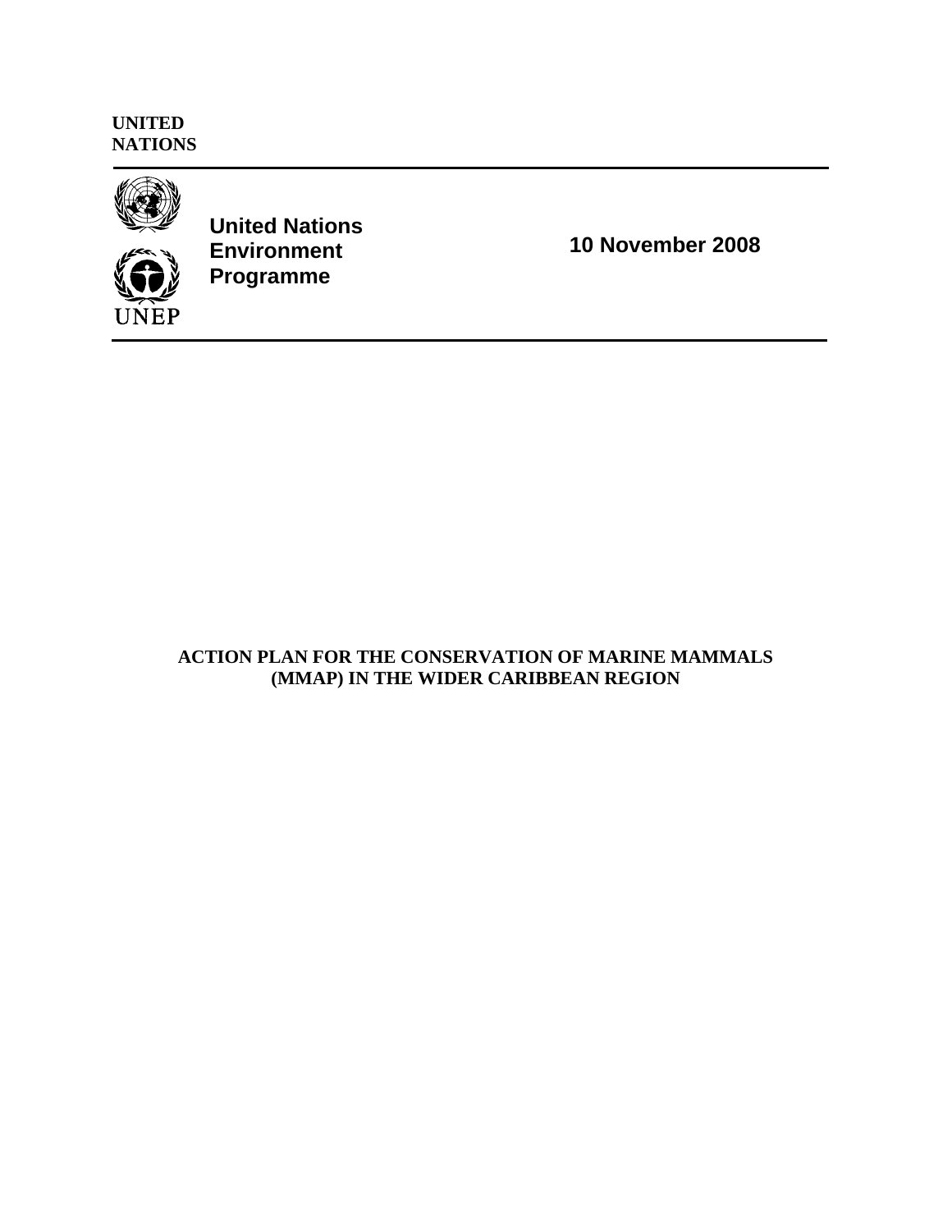**UNITED NATIONS**

**United Nations Environment Programme**

**10 November 2008**

UNEP

# ACTION PLAN FOR THE CONSERVATION OF MARINE MAMMALS (MMAP) IN THE WIDER CARIBBEAN REGION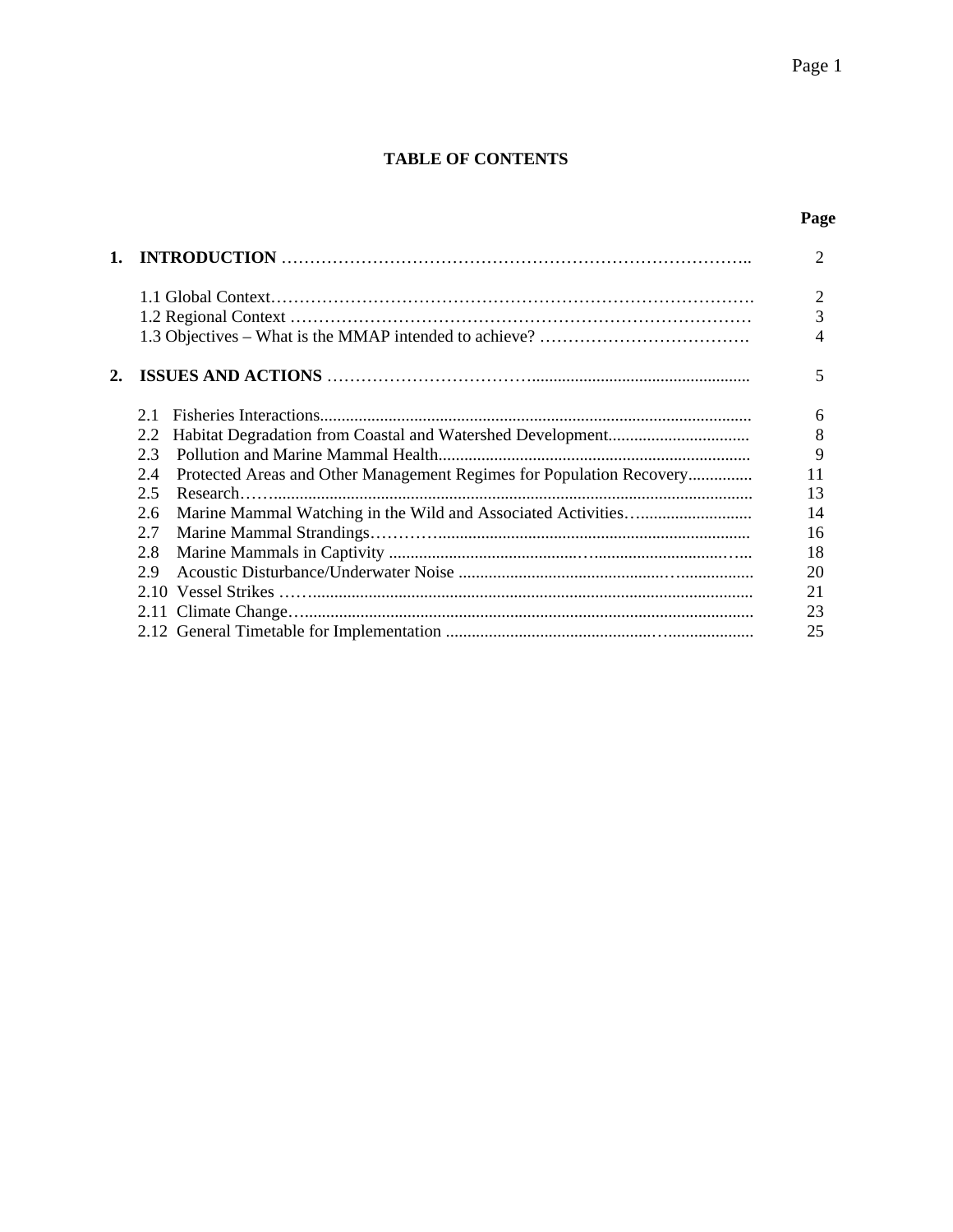**TABLE OF CONTENTS**

| | | Page |
|---|---|---|
| **1.** | **INTRODUCTION** | 2 |
| | 1.1 Global Context | 2 |
| | 1.2 Regional Context | 3 |
| | 1.3 Objectives – What is the MMAP intended to achieve? | 4 |
| **2.** | **ISSUES AND ACTIONS** | 5 |
| | 2.1 Fisheries Interactions | 6 |
| | 2.2 Habitat Degradation from Coastal and Watershed Development | 8 |
| | 2.3 Pollution and Marine Mammal Health | 9 |
| | 2.4 Protected Areas and Other Management Regimes for Population Recovery | 11 |
| | 2.5 Research | 13 |
| | 2.6 Marine Mammal Watching in the Wild and Associated Activities | 14 |
| | 2.7 Marine Mammal Strandings | 16 |
| | 2.8 Marine Mammals in Captivity | 18 |
| | 2.9 Acoustic Disturbance/Underwater Noise | 20 |
| | 2.10 Vessel Strikes | 21 |
| | 2.11 Climate Change | 23 |
| | 2.12 General Timetable for Implementation | 25 |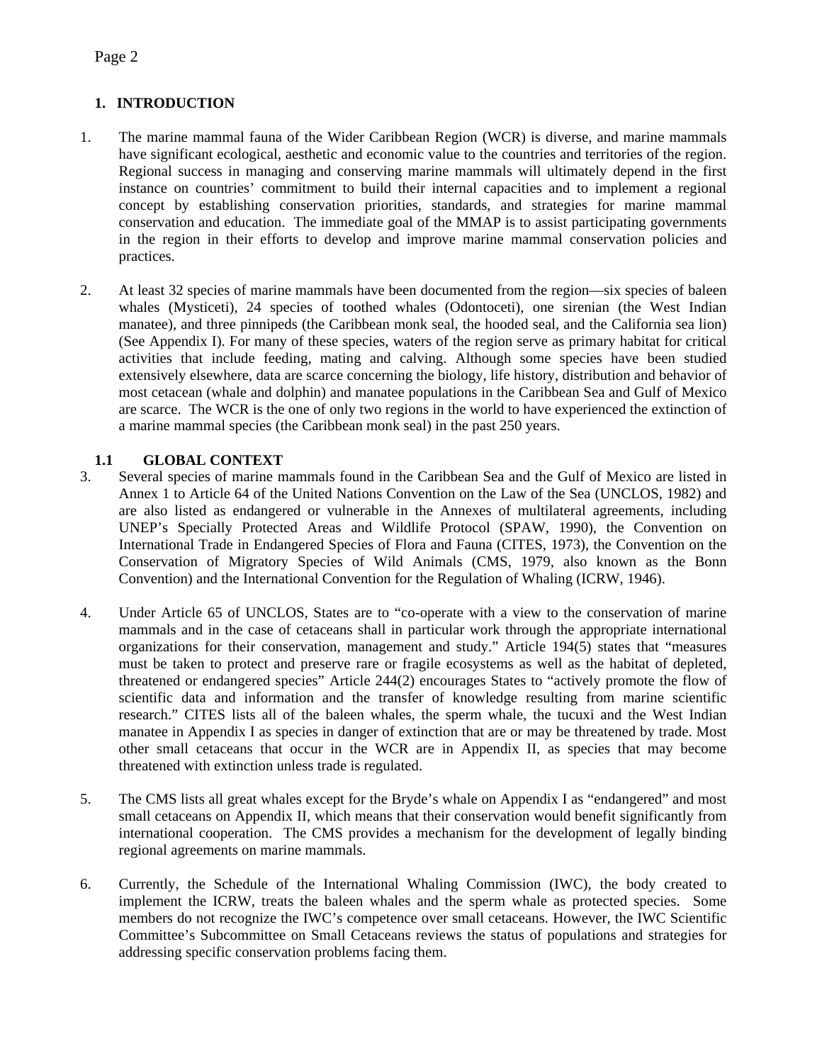## 1. INTRODUCTION

1. The marine mammal fauna of the Wider Caribbean Region (WCR) is diverse, and marine mammals have significant ecological, aesthetic and economic value to the countries and territories of the region. Regional success in managing and conserving marine mammals will ultimately depend in the first instance on countries' commitment to build their internal capacities and to implement a regional concept by establishing conservation priorities, standards, and strategies for marine mammal conservation and education. The immediate goal of the MMAP is to assist participating governments in the region in their efforts to develop and improve marine mammal conservation policies and practices.

2. At least 32 species of marine mammals have been documented from the region—six species of baleen whales (Mysticeti), 24 species of toothed whales (Odontoceti), one sirenian (the West Indian manatee), and three pinnipeds (the Caribbean monk seal, the hooded seal, and the California sea lion) (See Appendix I). For many of these species, waters of the region serve as primary habitat for critical activities that include feeding, mating and calving. Although some species have been studied extensively elsewhere, data are scarce concerning the biology, life history, distribution and behavior of most cetacean (whale and dolphin) and manatee populations in the Caribbean Sea and Gulf of Mexico are scarce. The WCR is the one of only two regions in the world to have experienced the extinction of a marine mammal species (the Caribbean monk seal) in the past 250 years.

### 1.1 GLOBAL CONTEXT

3. Several species of marine mammals found in the Caribbean Sea and the Gulf of Mexico are listed in Annex 1 to Article 64 of the United Nations Convention on the Law of the Sea (UNCLOS, 1982) and are also listed as endangered or vulnerable in the Annexes of multilateral agreements, including UNEP's Specially Protected Areas and Wildlife Protocol (SPAW, 1990), the Convention on International Trade in Endangered Species of Flora and Fauna (CITES, 1973), the Convention on the Conservation of Migratory Species of Wild Animals (CMS, 1979, also known as the Bonn Convention) and the International Convention for the Regulation of Whaling (ICRW, 1946).

4. Under Article 65 of UNCLOS, States are to "co-operate with a view to the conservation of marine mammals and in the case of cetaceans shall in particular work through the appropriate international organizations for their conservation, management and study." Article 194(5) states that "measures must be taken to protect and preserve rare or fragile ecosystems as well as the habitat of depleted, threatened or endangered species" Article 244(2) encourages States to "actively promote the flow of scientific data and information and the transfer of knowledge resulting from marine scientific research." CITES lists all of the baleen whales, the sperm whale, the tucuxi and the West Indian manatee in Appendix I as species in danger of extinction that are or may be threatened by trade. Most other small cetaceans that occur in the WCR are in Appendix II, as species that may become threatened with extinction unless trade is regulated.

5. The CMS lists all great whales except for the Bryde's whale on Appendix I as "endangered" and most small cetaceans on Appendix II, which means that their conservation would benefit significantly from international cooperation. The CMS provides a mechanism for the development of legally binding regional agreements on marine mammals.

6. Currently, the Schedule of the International Whaling Commission (IWC), the body created to implement the ICRW, treats the baleen whales and the sperm whale as protected species. Some members do not recognize the IWC's competence over small cetaceans. However, the IWC Scientific Committee's Subcommittee on Small Cetaceans reviews the status of populations and strategies for addressing specific conservation problems facing them.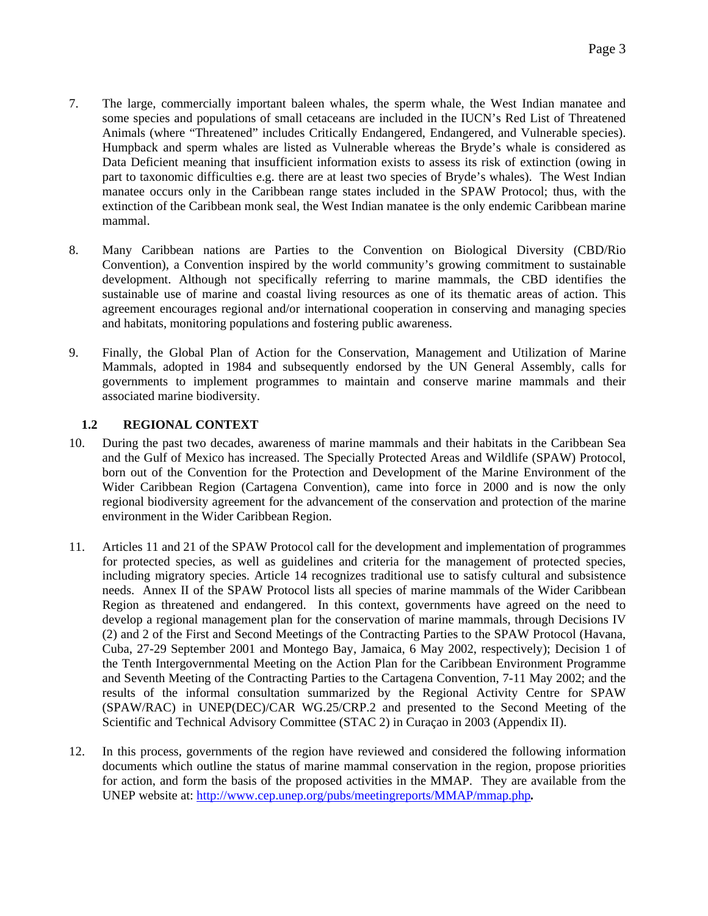7. The large, commercially important baleen whales, the sperm whale, the West Indian manatee and some species and populations of small cetaceans are included in the IUCN's Red List of Threatened Animals (where "Threatened" includes Critically Endangered, Endangered, and Vulnerable species). Humpback and sperm whales are listed as Vulnerable whereas the Bryde's whale is considered as Data Deficient meaning that insufficient information exists to assess its risk of extinction (owing in part to taxonomic difficulties e.g. there are at least two species of Bryde's whales). The West Indian manatee occurs only in the Caribbean range states included in the SPAW Protocol; thus, with the extinction of the Caribbean monk seal, the West Indian manatee is the only endemic Caribbean marine mammal.

8. Many Caribbean nations are Parties to the Convention on Biological Diversity (CBD/Rio Convention), a Convention inspired by the world community's growing commitment to sustainable development. Although not specifically referring to marine mammals, the CBD identifies the sustainable use of marine and coastal living resources as one of its thematic areas of action. This agreement encourages regional and/or international cooperation in conserving and managing species and habitats, monitoring populations and fostering public awareness.

9. Finally, the Global Plan of Action for the Conservation, Management and Utilization of Marine Mammals, adopted in 1984 and subsequently endorsed by the UN General Assembly, calls for governments to implement programmes to maintain and conserve marine mammals and their associated marine biodiversity.

### 1.2 REGIONAL CONTEXT

10. During the past two decades, awareness of marine mammals and their habitats in the Caribbean Sea and the Gulf of Mexico has increased. The Specially Protected Areas and Wildlife (SPAW) Protocol, born out of the Convention for the Protection and Development of the Marine Environment of the Wider Caribbean Region (Cartagena Convention), came into force in 2000 and is now the only regional biodiversity agreement for the advancement of the conservation and protection of the marine environment in the Wider Caribbean Region.

11. Articles 11 and 21 of the SPAW Protocol call for the development and implementation of programmes for protected species, as well as guidelines and criteria for the management of protected species, including migratory species. Article 14 recognizes traditional use to satisfy cultural and subsistence needs. Annex II of the SPAW Protocol lists all species of marine mammals of the Wider Caribbean Region as threatened and endangered. In this context, governments have agreed on the need to develop a regional management plan for the conservation of marine mammals, through Decisions IV (2) and 2 of the First and Second Meetings of the Contracting Parties to the SPAW Protocol (Havana, Cuba, 27-29 September 2001 and Montego Bay, Jamaica, 6 May 2002, respectively); Decision 1 of the Tenth Intergovernmental Meeting on the Action Plan for the Caribbean Environment Programme and Seventh Meeting of the Contracting Parties to the Cartagena Convention, 7-11 May 2002; and the results of the informal consultation summarized by the Regional Activity Centre for SPAW (SPAW/RAC) in UNEP(DEC)/CAR WG.25/CRP.2 and presented to the Second Meeting of the Scientific and Technical Advisory Committee (STAC 2) in Curaçao in 2003 (Appendix II).

12. In this process, governments of the region have reviewed and considered the following information documents which outline the status of marine mammal conservation in the region, propose priorities for action, and form the basis of the proposed activities in the MMAP. They are available from the UNEP website at: http://www.cep.unep.org/pubs/meetingreports/MMAP/mmap.php**.**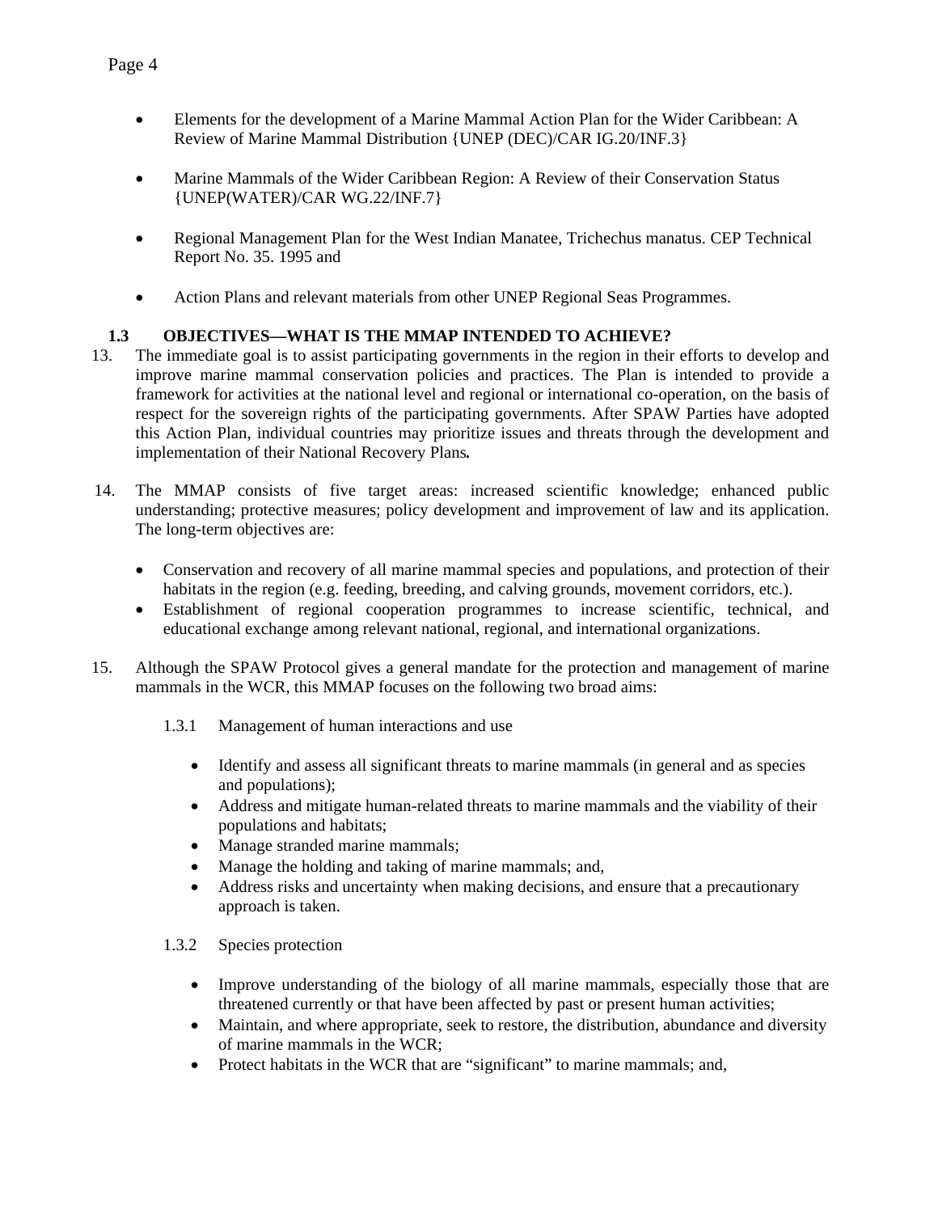- Elements for the development of a Marine Mammal Action Plan for the Wider Caribbean: A Review of Marine Mammal Distribution {UNEP (DEC)/CAR IG.20/INF.3}

- Marine Mammals of the Wider Caribbean Region: A Review of their Conservation Status {UNEP(WATER)/CAR WG.22/INF.7}

- Regional Management Plan for the West Indian Manatee, Trichechus manatus. CEP Technical Report No. 35. 1995 and

- Action Plans and relevant materials from other UNEP Regional Seas Programmes.

### 1.3 OBJECTIVES—WHAT IS THE MMAP INTENDED TO ACHIEVE?

13. The immediate goal is to assist participating governments in the region in their efforts to develop and improve marine mammal conservation policies and practices. The Plan is intended to provide a framework for activities at the national level and regional or international co-operation, on the basis of respect for the sovereign rights of the participating governments. After SPAW Parties have adopted this Action Plan, individual countries may prioritize issues and threats through the development and implementation of their National Recovery Plans**.**

14. The MMAP consists of five target areas: increased scientific knowledge; enhanced public understanding; protective measures; policy development and improvement of law and its application. The long-term objectives are:

    - Conservation and recovery of all marine mammal species and populations, and protection of their habitats in the region (e.g. feeding, breeding, and calving grounds, movement corridors, etc.).
    - Establishment of regional cooperation programmes to increase scientific, technical, and educational exchange among relevant national, regional, and international organizations.

15. Although the SPAW Protocol gives a general mandate for the protection and management of marine mammals in the WCR, this MMAP focuses on the following two broad aims:

    1.3.1 Management of human interactions and use

    - Identify and assess all significant threats to marine mammals (in general and as species and populations);
    - Address and mitigate human-related threats to marine mammals and the viability of their populations and habitats;
    - Manage stranded marine mammals;
    - Manage the holding and taking of marine mammals; and,
    - Address risks and uncertainty when making decisions, and ensure that a precautionary approach is taken.

    1.3.2 Species protection

    - Improve understanding of the biology of all marine mammals, especially those that are threatened currently or that have been affected by past or present human activities;
    - Maintain, and where appropriate, seek to restore, the distribution, abundance and diversity of marine mammals in the WCR;
    - Protect habitats in the WCR that are "significant" to marine mammals; and,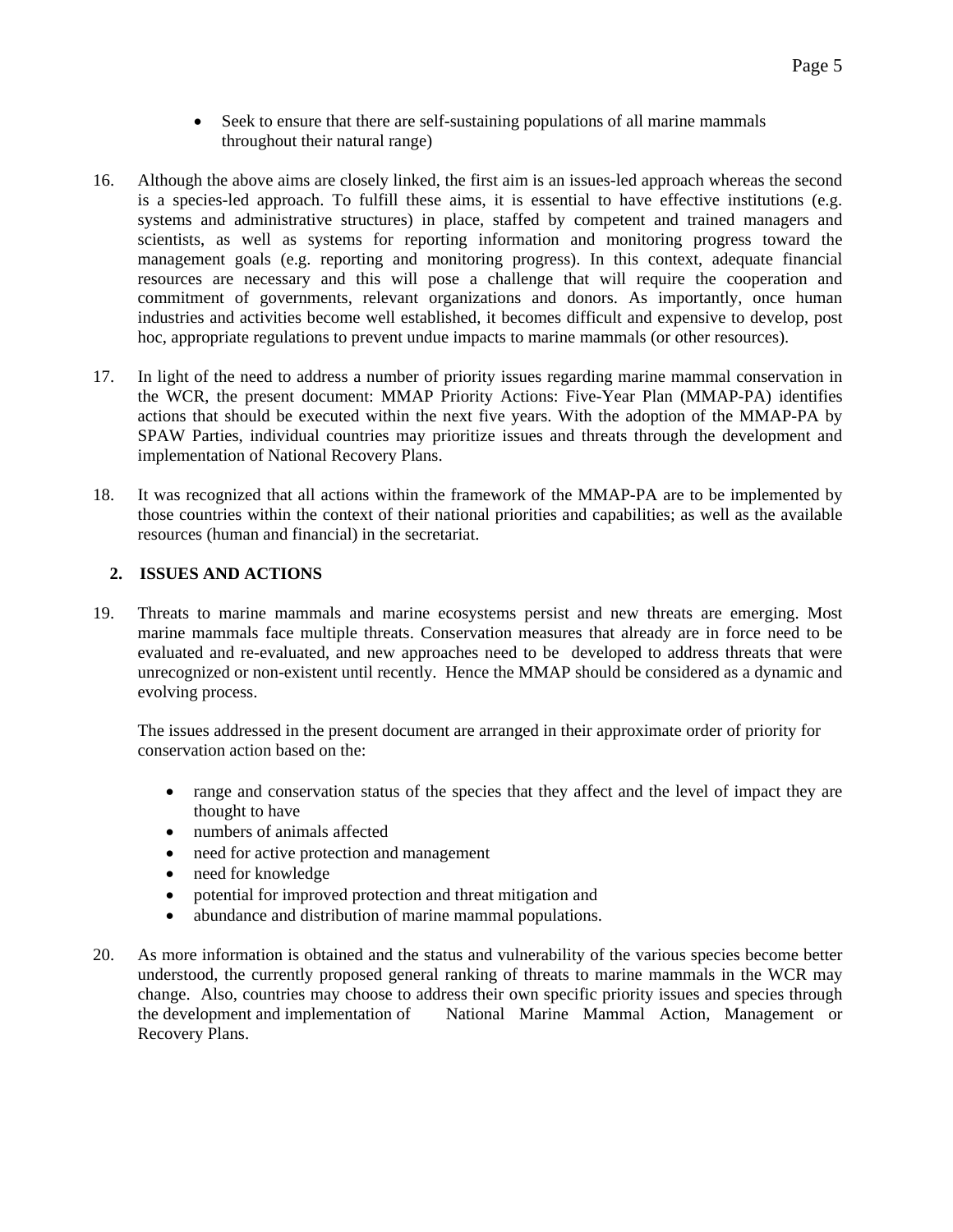- Seek to ensure that there are self-sustaining populations of all marine mammals throughout their natural range)

16. Although the above aims are closely linked, the first aim is an issues-led approach whereas the second is a species-led approach. To fulfill these aims, it is essential to have effective institutions (e.g. systems and administrative structures) in place, staffed by competent and trained managers and scientists, as well as systems for reporting information and monitoring progress toward the management goals (e.g. reporting and monitoring progress). In this context, adequate financial resources are necessary and this will pose a challenge that will require the cooperation and commitment of governments, relevant organizations and donors. As importantly, once human industries and activities become well established, it becomes difficult and expensive to develop, post hoc, appropriate regulations to prevent undue impacts to marine mammals (or other resources).

17. In light of the need to address a number of priority issues regarding marine mammal conservation in the WCR, the present document: MMAP Priority Actions: Five-Year Plan (MMAP-PA) identifies actions that should be executed within the next five years. With the adoption of the MMAP-PA by SPAW Parties, individual countries may prioritize issues and threats through the development and implementation of National Recovery Plans.

18. It was recognized that all actions within the framework of the MMAP-PA are to be implemented by those countries within the context of their national priorities and capabilities; as well as the available resources (human and financial) in the secretariat.

## 2. ISSUES AND ACTIONS

19. Threats to marine mammals and marine ecosystems persist and new threats are emerging. Most marine mammals face multiple threats. Conservation measures that already are in force need to be evaluated and re-evaluated, and new approaches need to be developed to address threats that were unrecognized or non-existent until recently. Hence the MMAP should be considered as a dynamic and evolving process.

    The issues addressed in the present document are arranged in their approximate order of priority for conservation action based on the:

    - range and conservation status of the species that they affect and the level of impact they are thought to have
    - numbers of animals affected
    - need for active protection and management
    - need for knowledge
    - potential for improved protection and threat mitigation and
    - abundance and distribution of marine mammal populations.

20. As more information is obtained and the status and vulnerability of the various species become better understood, the currently proposed general ranking of threats to marine mammals in the WCR may change. Also, countries may choose to address their own specific priority issues and species through the development and implementation of National Marine Mammal Action, Management or Recovery Plans.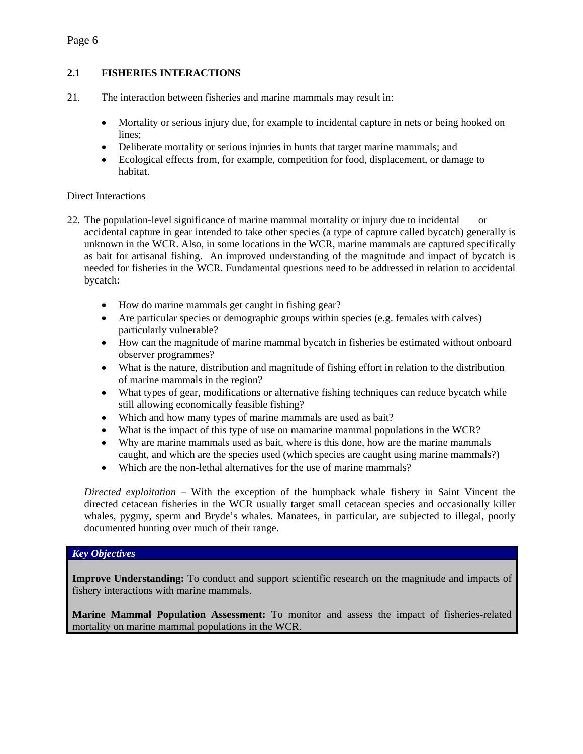## 2.1 FISHERIES INTERACTIONS

21. The interaction between fisheries and marine mammals may result in:

    - Mortality or serious injury due, for example to incidental capture in nets or being hooked on lines;
    - Deliberate mortality or serious injuries in hunts that target marine mammals; and
    - Ecological effects from, for example, competition for food, displacement, or damage to habitat.

Direct Interactions

22. The population-level significance of marine mammal mortality or injury due to incidental or accidental capture in gear intended to take other species (a type of capture called bycatch) generally is unknown in the WCR. Also, in some locations in the WCR, marine mammals are captured specifically as bait for artisanal fishing. An improved understanding of the magnitude and impact of bycatch is needed for fisheries in the WCR. Fundamental questions need to be addressed in relation to accidental bycatch:

    - How do marine mammals get caught in fishing gear?
    - Are particular species or demographic groups within species (e.g. females with calves) particularly vulnerable?
    - How can the magnitude of marine mammal bycatch in fisheries be estimated without onboard observer programmes?
    - What is the nature, distribution and magnitude of fishing effort in relation to the distribution of marine mammals in the region?
    - What types of gear, modifications or alternative fishing techniques can reduce bycatch while still allowing economically feasible fishing?
    - Which and how many types of marine mammals are used as bait?
    - What is the impact of this type of use on mamarine mammal populations in the WCR?
    - Why are marine mammals used as bait, where is this done, how are the marine mammals caught, and which are the species used (which species are caught using marine mammals?)
    - Which are the non-lethal alternatives for the use of marine mammals?

    *Directed exploitation* – With the exception of the humpback whale fishery in Saint Vincent the directed cetacean fisheries in the WCR usually target small cetacean species and occasionally killer whales, pygmy, sperm and Bryde's whales. Manatees, in particular, are subjected to illegal, poorly documented hunting over much of their range.

***Key Objectives***

**Improve Understanding:** To conduct and support scientific research on the magnitude and impacts of fishery interactions with marine mammals.

**Marine Mammal Population Assessment:** To monitor and assess the impact of fisheries-related mortality on marine mammal populations in the WCR.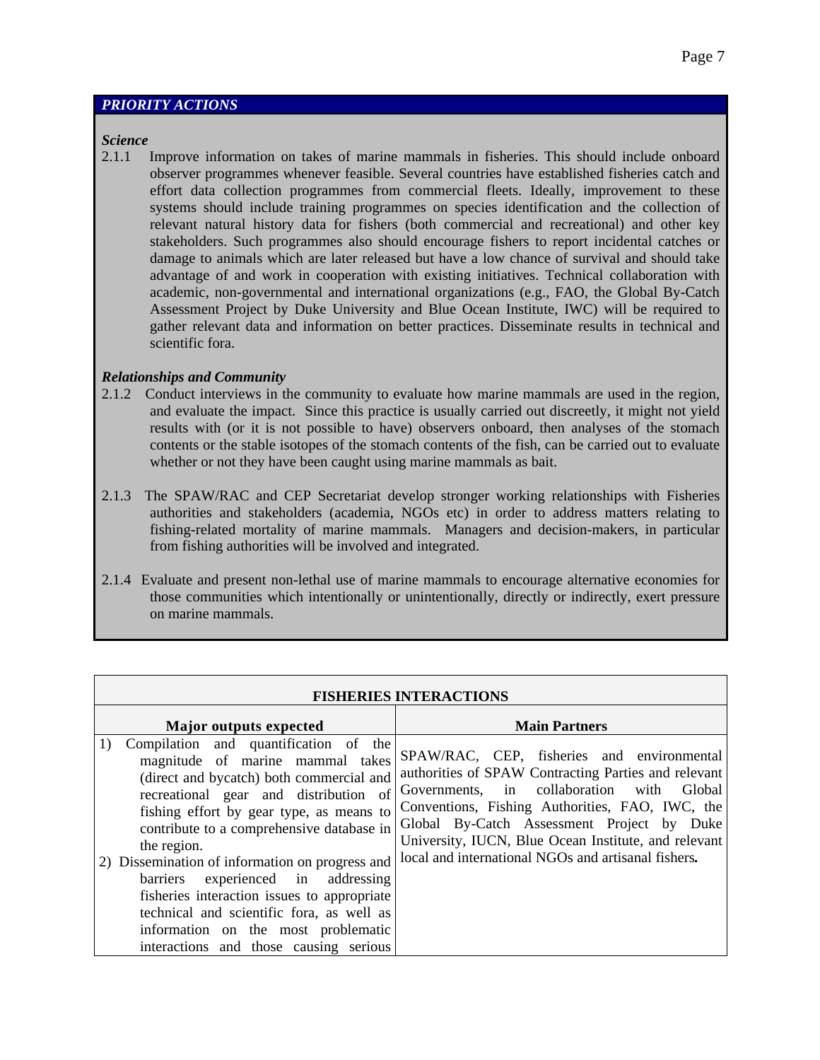## *PRIORITY ACTIONS*

***Science***

2.1.1 Improve information on takes of marine mammals in fisheries. This should include onboard observer programmes whenever feasible. Several countries have established fisheries catch and effort data collection programmes from commercial fleets. Ideally, improvement to these systems should include training programmes on species identification and the collection of relevant natural history data for fishers (both commercial and recreational) and other key stakeholders. Such programmes also should encourage fishers to report incidental catches or damage to animals which are later released but have a low chance of survival and should take advantage of and work in cooperation with existing initiatives. Technical collaboration with academic, non-governmental and international organizations (e.g., FAO, the Global By-Catch Assessment Project by Duke University and Blue Ocean Institute, IWC) will be required to gather relevant data and information on better practices. Disseminate results in technical and scientific fora.

***Relationships and Community***

2.1.2 Conduct interviews in the community to evaluate how marine mammals are used in the region, and evaluate the impact. Since this practice is usually carried out discreetly, it might not yield results with (or it is not possible to have) observers onboard, then analyses of the stomach contents or the stable isotopes of the stomach contents of the fish, can be carried out to evaluate whether or not they have been caught using marine mammals as bait.

2.1.3 The SPAW/RAC and CEP Secretariat develop stronger working relationships with Fisheries authorities and stakeholders (academia, NGOs etc) in order to address matters relating to fishing-related mortality of marine mammals. Managers and decision-makers, in particular from fishing authorities will be involved and integrated.

2.1.4 Evaluate and present non-lethal use of marine mammals to encourage alternative economies for those communities which intentionally or unintentionally, directly or indirectly, exert pressure on marine mammals.

| **FISHERIES INTERACTIONS** | |
|---|---|
| **Major outputs expected** | **Main Partners** |
| 1) Compilation and quantification of the magnitude of marine mammal takes (direct and bycatch) both commercial and recreational gear and distribution of fishing effort by gear type, as means to contribute to a comprehensive database in the region.<br>2) Dissemination of information on progress and barriers experienced in addressing fisheries interaction issues to appropriate technical and scientific fora, as well as information on the most problematic interactions and those causing serious | SPAW/RAC, CEP, fisheries and environmental authorities of SPAW Contracting Parties and relevant Governments, in collaboration with Global Conventions, Fishing Authorities, FAO, IWC, the Global By-Catch Assessment Project by Duke University, IUCN, Blue Ocean Institute, and relevant local and international NGOs and artisanal fishers**.** |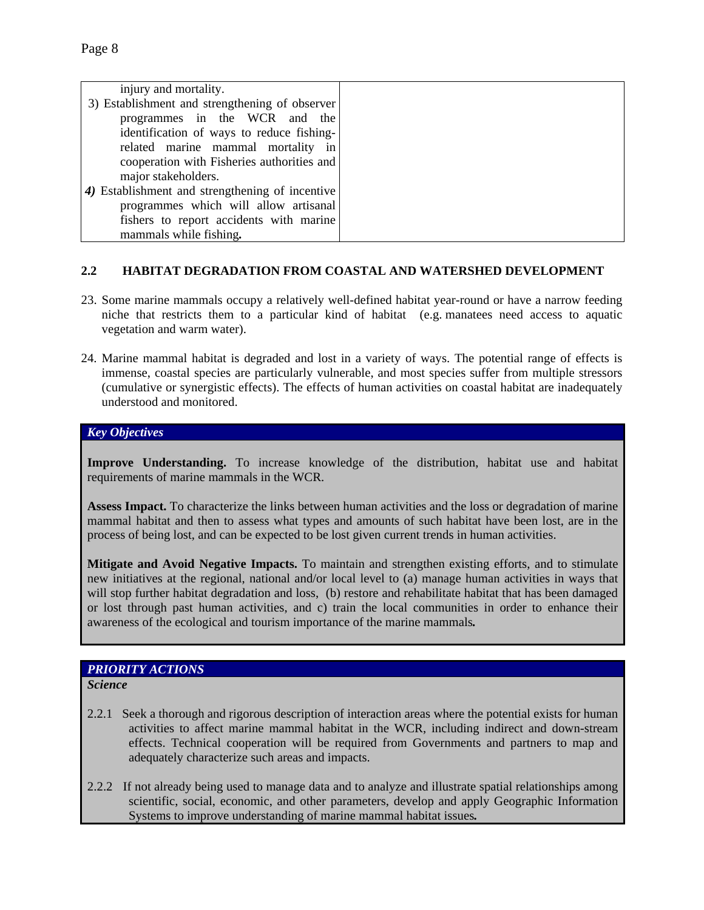| | |
|---|---|
| injury and mortality.<br>3) Establishment and strengthening of observer programmes in the WCR and the identification of ways to reduce fishing-related marine mammal mortality in cooperation with Fisheries authorities and major stakeholders.<br>*4)* Establishment and strengthening of incentive programmes which will allow artisanal fishers to report accidents with marine mammals while fishing**.** | |

## 2.2 HABITAT DEGRADATION FROM COASTAL AND WATERSHED DEVELOPMENT

23. Some marine mammals occupy a relatively well-defined habitat year-round or have a narrow feeding niche that restricts them to a particular kind of habitat (e.g. manatees need access to aquatic vegetation and warm water).

24. Marine mammal habitat is degraded and lost in a variety of ways. The potential range of effects is immense, coastal species are particularly vulnerable, and most species suffer from multiple stressors (cumulative or synergistic effects). The effects of human activities on coastal habitat are inadequately understood and monitored.

***Key Objectives***

**Improve Understanding.** To increase knowledge of the distribution, habitat use and habitat requirements of marine mammals in the WCR.

**Assess Impact.** To characterize the links between human activities and the loss or degradation of marine mammal habitat and then to assess what types and amounts of such habitat have been lost, are in the process of being lost, and can be expected to be lost given current trends in human activities.

**Mitigate and Avoid Negative Impacts.** To maintain and strengthen existing efforts, and to stimulate new initiatives at the regional, national and/or local level to (a) manage human activities in ways that will stop further habitat degradation and loss, (b) restore and rehabilitate habitat that has been damaged or lost through past human activities, and c) train the local communities in order to enhance their awareness of the ecological and tourism importance of the marine mammals**.**

***PRIORITY ACTIONS***

***Science***

2.2.1 Seek a thorough and rigorous description of interaction areas where the potential exists for human activities to affect marine mammal habitat in the WCR, including indirect and down-stream effects. Technical cooperation will be required from Governments and partners to map and adequately characterize such areas and impacts.

2.2.2 If not already being used to manage data and to analyze and illustrate spatial relationships among scientific, social, economic, and other parameters, develop and apply Geographic Information Systems to improve understanding of marine mammal habitat issues**.**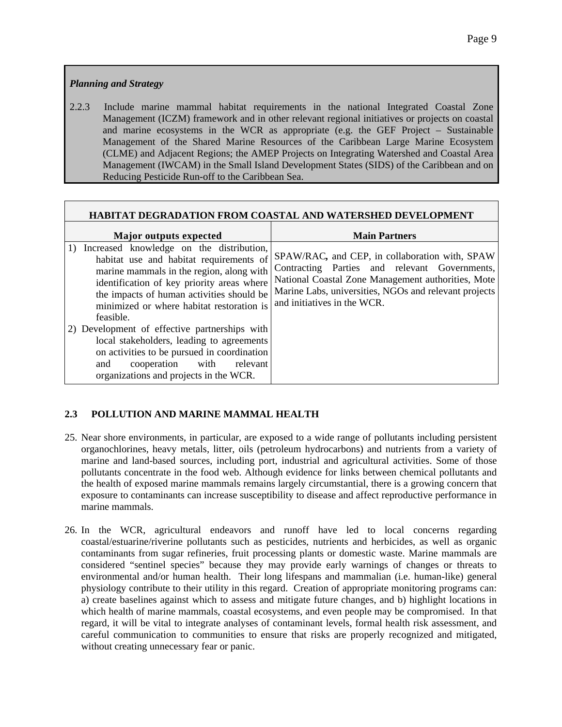***Planning and Strategy***

2.2.3 Include marine mammal habitat requirements in the national Integrated Coastal Zone Management (ICZM) framework and in other relevant regional initiatives or projects on coastal and marine ecosystems in the WCR as appropriate (e.g. the GEF Project – Sustainable Management of the Shared Marine Resources of the Caribbean Large Marine Ecosystem (CLME) and Adjacent Regions; the AMEP Projects on Integrating Watershed and Coastal Area Management (IWCAM) in the Small Island Development States (SIDS) of the Caribbean and on Reducing Pesticide Run-off to the Caribbean Sea.

| HABITAT DEGRADATION FROM COASTAL AND WATERSHED DEVELOPMENT | |
|---|---|
| **Major outputs expected** | **Main Partners** |
| 1) Increased knowledge on the distribution, habitat use and habitat requirements of marine mammals in the region, along with identification of key priority areas where the impacts of human activities should be minimized or where habitat restoration is feasible.<br>2) Development of effective partnerships with local stakeholders, leading to agreements on activities to be pursued in coordination and cooperation with relevant organizations and projects in the WCR. | SPAW/RAC**,** and CEP, in collaboration with, SPAW Contracting Parties and relevant Governments, National Coastal Zone Management authorities, Mote Marine Labs, universities, NGOs and relevant projects and initiatives in the WCR. |

## 2.3 POLLUTION AND MARINE MAMMAL HEALTH

25. Near shore environments, in particular, are exposed to a wide range of pollutants including persistent organochlorines, heavy metals, litter, oils (petroleum hydrocarbons) and nutrients from a variety of marine and land-based sources, including port, industrial and agricultural activities. Some of those pollutants concentrate in the food web. Although evidence for links between chemical pollutants and the health of exposed marine mammals remains largely circumstantial, there is a growing concern that exposure to contaminants can increase susceptibility to disease and affect reproductive performance in marine mammals.

26. In the WCR, agricultural endeavors and runoff have led to local concerns regarding coastal/estuarine/riverine pollutants such as pesticides, nutrients and herbicides, as well as organic contaminants from sugar refineries, fruit processing plants or domestic waste. Marine mammals are considered "sentinel species" because they may provide early warnings of changes or threats to environmental and/or human health. Their long lifespans and mammalian (i.e. human-like) general physiology contribute to their utility in this regard. Creation of appropriate monitoring programs can: a) create baselines against which to assess and mitigate future changes, and b) highlight locations in which health of marine mammals, coastal ecosystems, and even people may be compromised. In that regard, it will be vital to integrate analyses of contaminant levels, formal health risk assessment, and careful communication to communities to ensure that risks are properly recognized and mitigated, without creating unnecessary fear or panic.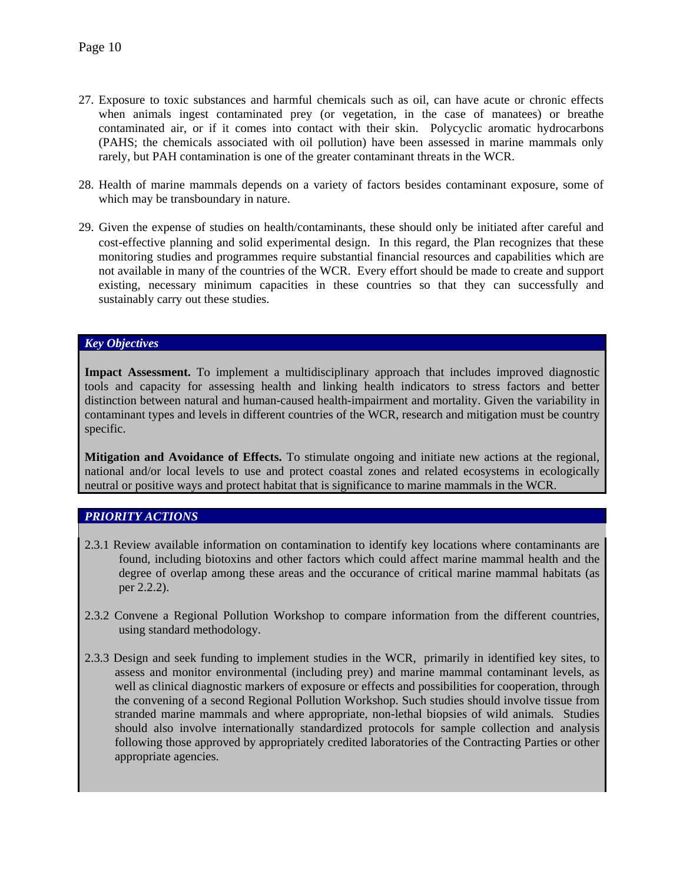27. Exposure to toxic substances and harmful chemicals such as oil, can have acute or chronic effects when animals ingest contaminated prey (or vegetation, in the case of manatees) or breathe contaminated air, or if it comes into contact with their skin. Polycyclic aromatic hydrocarbons (PAHS; the chemicals associated with oil pollution) have been assessed in marine mammals only rarely, but PAH contamination is one of the greater contaminant threats in the WCR.

28. Health of marine mammals depends on a variety of factors besides contaminant exposure, some of which may be transboundary in nature.

29. Given the expense of studies on health/contaminants, these should only be initiated after careful and cost-effective planning and solid experimental design. In this regard, the Plan recognizes that these monitoring studies and programmes require substantial financial resources and capabilities which are not available in many of the countries of the WCR. Every effort should be made to create and support existing, necessary minimum capacities in these countries so that they can successfully and sustainably carry out these studies.

### *Key Objectives*

**Impact Assessment.** To implement a multidisciplinary approach that includes improved diagnostic tools and capacity for assessing health and linking health indicators to stress factors and better distinction between natural and human-caused health-impairment and mortality. Given the variability in contaminant types and levels in different countries of the WCR, research and mitigation must be country specific.

**Mitigation and Avoidance of Effects.** To stimulate ongoing and initiate new actions at the regional, national and/or local levels to use and protect coastal zones and related ecosystems in ecologically neutral or positive ways and protect habitat that is significance to marine mammals in the WCR.

### *PRIORITY ACTIONS*

2.3.1 Review available information on contamination to identify key locations where contaminants are found, including biotoxins and other factors which could affect marine mammal health and the degree of overlap among these areas and the occurance of critical marine mammal habitats (as per 2.2.2).

2.3.2 Convene a Regional Pollution Workshop to compare information from the different countries, using standard methodology.

2.3.3 Design and seek funding to implement studies in the WCR, primarily in identified key sites, to assess and monitor environmental (including prey) and marine mammal contaminant levels, as well as clinical diagnostic markers of exposure or effects and possibilities for cooperation, through the convening of a second Regional Pollution Workshop. Such studies should involve tissue from stranded marine mammals and where appropriate, non-lethal biopsies of wild animals. Studies should also involve internationally standardized protocols for sample collection and analysis following those approved by appropriately credited laboratories of the Contracting Parties or other appropriate agencies.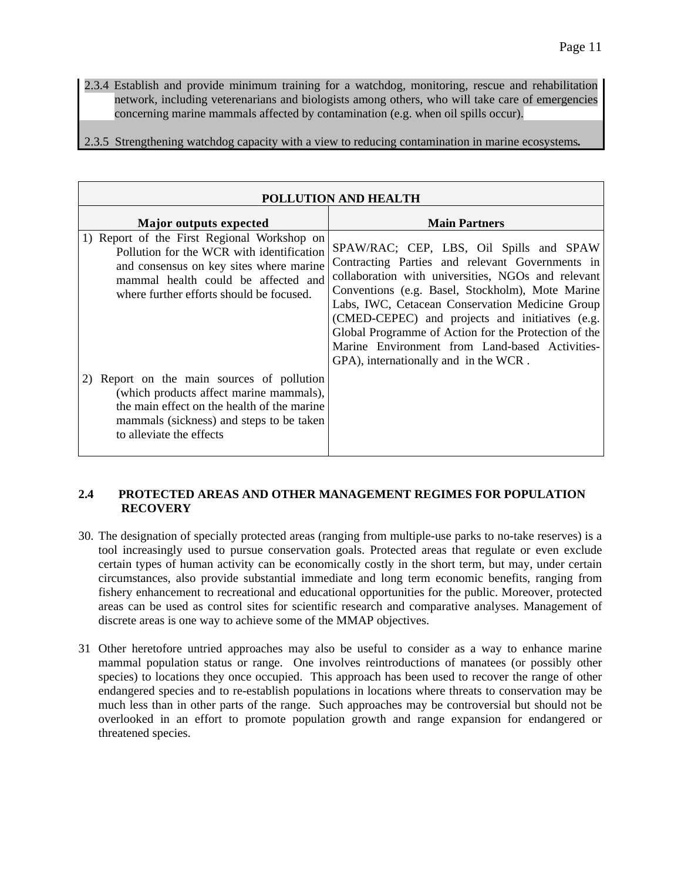2.3.4 Establish and provide minimum training for a watchdog, monitoring, rescue and rehabilitation network, including veterenarians and biologists among others, who will take care of emergencies concerning marine mammals affected by contamination (e.g. when oil spills occur).

2.3.5 Strengthening watchdog capacity with a view to reducing contamination in marine ecosystems**.**

| POLLUTION AND HEALTH | |
|---|---|
| **Major outputs expected** | **Main Partners** |
| 1) Report of the First Regional Workshop on Pollution for the WCR with identification and consensus on key sites where marine mammal health could be affected and where further efforts should be focused. | SPAW/RAC; CEP, LBS, Oil Spills and SPAW Contracting Parties and relevant Governments in collaboration with universities, NGOs and relevant Conventions (e.g. Basel, Stockholm), Mote Marine Labs, IWC, Cetacean Conservation Medicine Group (CMED-CEPEC) and projects and initiatives (e.g. Global Programme of Action for the Protection of the Marine Environment from Land-based Activities-GPA), internationally and in the WCR . |
| 2) Report on the main sources of pollution (which products affect marine mammals), the main effect on the health of the marine mammals (sickness) and steps to be taken to alleviate the effects | |

### 2.4 PROTECTED AREAS AND OTHER MANAGEMENT REGIMES FOR POPULATION RECOVERY

30. The designation of specially protected areas (ranging from multiple-use parks to no-take reserves) is a tool increasingly used to pursue conservation goals. Protected areas that regulate or even exclude certain types of human activity can be economically costly in the short term, but may, under certain circumstances, also provide substantial immediate and long term economic benefits, ranging from fishery enhancement to recreational and educational opportunities for the public. Moreover, protected areas can be used as control sites for scientific research and comparative analyses. Management of discrete areas is one way to achieve some of the MMAP objectives.

31 Other heretofore untried approaches may also be useful to consider as a way to enhance marine mammal population status or range. One involves reintroductions of manatees (or possibly other species) to locations they once occupied. This approach has been used to recover the range of other endangered species and to re-establish populations in locations where threats to conservation may be much less than in other parts of the range. Such approaches may be controversial but should not be overlooked in an effort to promote population growth and range expansion for endangered or threatened species.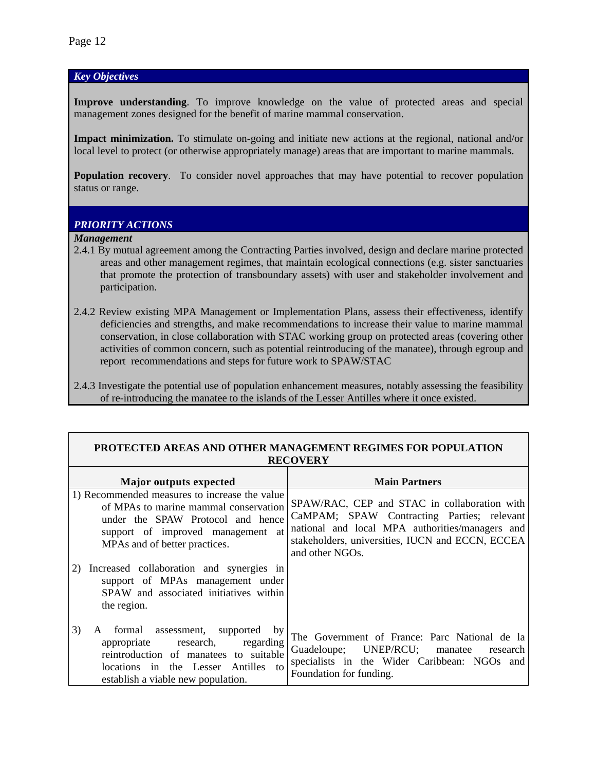### *Key Objectives*

**Improve understanding**. To improve knowledge on the value of protected areas and special management zones designed for the benefit of marine mammal conservation.

**Impact minimization.** To stimulate on-going and initiate new actions at the regional, national and/or local level to protect (or otherwise appropriately manage) areas that are important to marine mammals.

**Population recovery**. To consider novel approaches that may have potential to recover population status or range.

### *PRIORITY ACTIONS*

***Management***

2.4.1 By mutual agreement among the Contracting Parties involved, design and declare marine protected areas and other management regimes, that maintain ecological connections (e.g. sister sanctuaries that promote the protection of transboundary assets) with user and stakeholder involvement and participation.

2.4.2 Review existing MPA Management or Implementation Plans, assess their effectiveness, identify deficiencies and strengths, and make recommendations to increase their value to marine mammal conservation, in close collaboration with STAC working group on protected areas (covering other activities of common concern, such as potential reintroducing of the manatee), through egroup and report recommendations and steps for future work to SPAW/STAC

2.4.3 Investigate the potential use of population enhancement measures, notably assessing the feasibility of re-introducing the manatee to the islands of the Lesser Antilles where it once existed.

| **PROTECTED AREAS AND OTHER MANAGEMENT REGIMES FOR POPULATION RECOVERY** | |
|---|---|
| **Major outputs expected** | **Main Partners** |
| 1) Recommended measures to increase the value of MPAs to marine mammal conservation under the SPAW Protocol and hence support of improved management at MPAs and of better practices.<br><br>2) Increased collaboration and synergies in support of MPAs management under SPAW and associated initiatives within the region. | SPAW/RAC, CEP and STAC in collaboration with CaMPAM; SPAW Contracting Parties; relevant national and local MPA authorities/managers and stakeholders, universities, IUCN and ECCN, ECCEA and other NGOs. |
| 3) A formal assessment, supported by appropriate research, regarding reintroduction of manatees to suitable locations in the Lesser Antilles to establish a viable new population. | The Government of France: Parc National de la Guadeloupe; UNEP/RCU; manatee research specialists in the Wider Caribbean: NGOs and Foundation for funding. |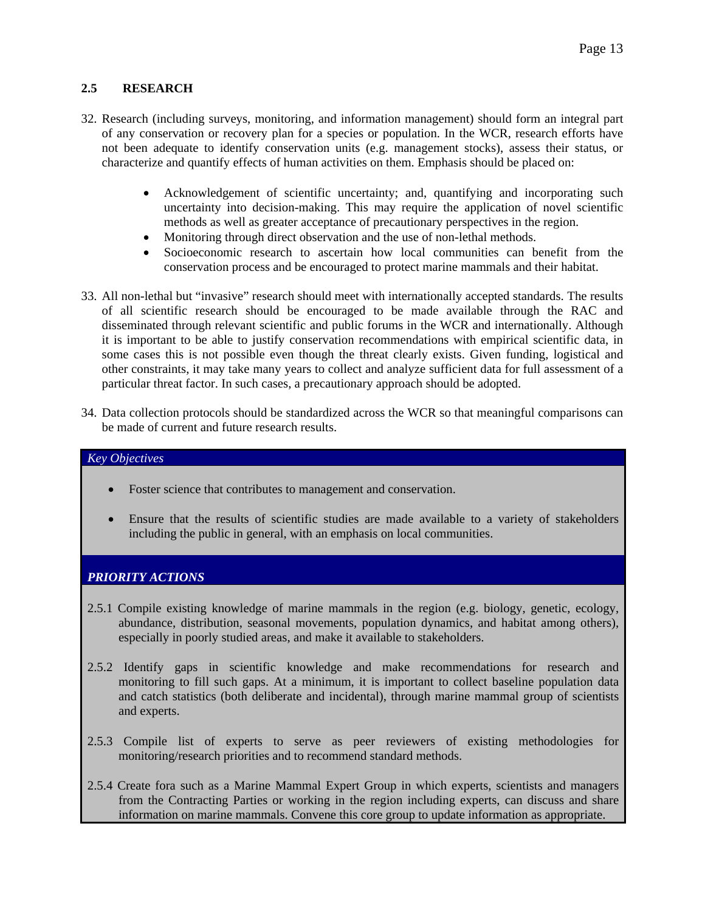## 2.5 RESEARCH

32. Research (including surveys, monitoring, and information management) should form an integral part of any conservation or recovery plan for a species or population. In the WCR, research efforts have not been adequate to identify conservation units (e.g. management stocks), assess their status, or characterize and quantify effects of human activities on them. Emphasis should be placed on:

    - Acknowledgement of scientific uncertainty; and, quantifying and incorporating such uncertainty into decision-making. This may require the application of novel scientific methods as well as greater acceptance of precautionary perspectives in the region.
    - Monitoring through direct observation and the use of non-lethal methods.
    - Socioeconomic research to ascertain how local communities can benefit from the conservation process and be encouraged to protect marine mammals and their habitat.

33. All non-lethal but "invasive" research should meet with internationally accepted standards. The results of all scientific research should be encouraged to be made available through the RAC and disseminated through relevant scientific and public forums in the WCR and internationally. Although it is important to be able to justify conservation recommendations with empirical scientific data, in some cases this is not possible even though the threat clearly exists. Given funding, logistical and other constraints, it may take many years to collect and analyze sufficient data for full assessment of a particular threat factor. In such cases, a precautionary approach should be adopted.

34. Data collection protocols should be standardized across the WCR so that meaningful comparisons can be made of current and future research results.

*Key Objectives*

- Foster science that contributes to management and conservation.
- Ensure that the results of scientific studies are made available to a variety of stakeholders including the public in general, with an emphasis on local communities.

***PRIORITY ACTIONS***

2.5.1 Compile existing knowledge of marine mammals in the region (e.g. biology, genetic, ecology, abundance, distribution, seasonal movements, population dynamics, and habitat among others), especially in poorly studied areas, and make it available to stakeholders.

2.5.2 Identify gaps in scientific knowledge and make recommendations for research and monitoring to fill such gaps. At a minimum, it is important to collect baseline population data and catch statistics (both deliberate and incidental), through marine mammal group of scientists and experts.

2.5.3 Compile list of experts to serve as peer reviewers of existing methodologies for monitoring/research priorities and to recommend standard methods.

2.5.4 Create fora such as a Marine Mammal Expert Group in which experts, scientists and managers from the Contracting Parties or working in the region including experts, can discuss and share information on marine mammals. Convene this core group to update information as appropriate.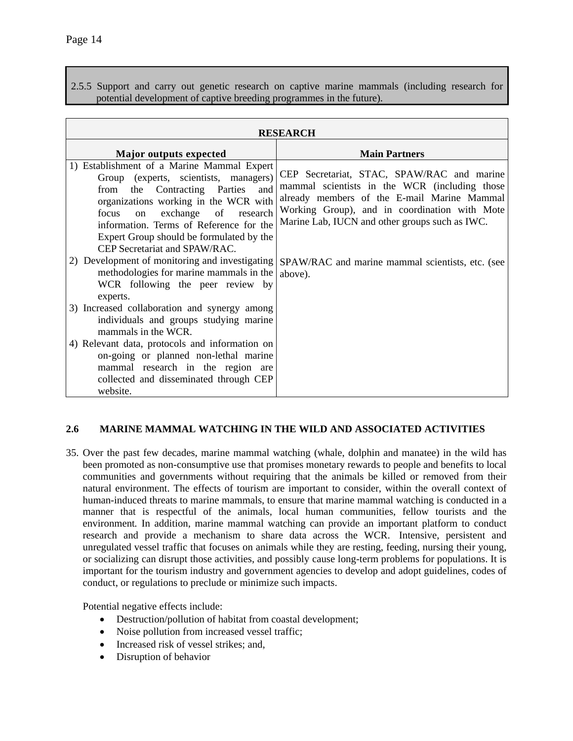2.5.5 Support and carry out genetic research on captive marine mammals (including research for potential development of captive breeding programmes in the future).

| RESEARCH | |
|---|---|
| **Major outputs expected** | **Main Partners** |
| 1) Establishment of a Marine Mammal Expert Group (experts, scientists, managers) from the Contracting Parties and organizations working in the WCR with focus on exchange of research information. Terms of Reference for the Expert Group should be formulated by the CEP Secretariat and SPAW/RAC. | CEP Secretariat, STAC, SPAW/RAC and marine mammal scientists in the WCR (including those already members of the E-mail Marine Mammal Working Group), and in coordination with Mote Marine Lab, IUCN and other groups such as IWC. |
| 2) Development of monitoring and investigating methodologies for marine mammals in the WCR following the peer review by experts.<br>3) Increased collaboration and synergy among individuals and groups studying marine mammals in the WCR.<br>4) Relevant data, protocols and information on on-going or planned non-lethal marine mammal research in the region are collected and disseminated through CEP website. | SPAW/RAC and marine mammal scientists, etc. (see above). |

## 2.6 MARINE MAMMAL WATCHING IN THE WILD AND ASSOCIATED ACTIVITIES

35. Over the past few decades, marine mammal watching (whale, dolphin and manatee) in the wild has been promoted as non-consumptive use that promises monetary rewards to people and benefits to local communities and governments without requiring that the animals be killed or removed from their natural environment. The effects of tourism are important to consider, within the overall context of human-induced threats to marine mammals, to ensure that marine mammal watching is conducted in a manner that is respectful of the animals, local human communities, fellow tourists and the environment. In addition, marine mammal watching can provide an important platform to conduct research and provide a mechanism to share data across the WCR. Intensive, persistent and unregulated vessel traffic that focuses on animals while they are resting, feeding, nursing their young, or socializing can disrupt those activities, and possibly cause long-term problems for populations. It is important for the tourism industry and government agencies to develop and adopt guidelines, codes of conduct, or regulations to preclude or minimize such impacts.

    Potential negative effects include:

    - Destruction/pollution of habitat from coastal development;
    - Noise pollution from increased vessel traffic;
    - Increased risk of vessel strikes; and,
    - Disruption of behavior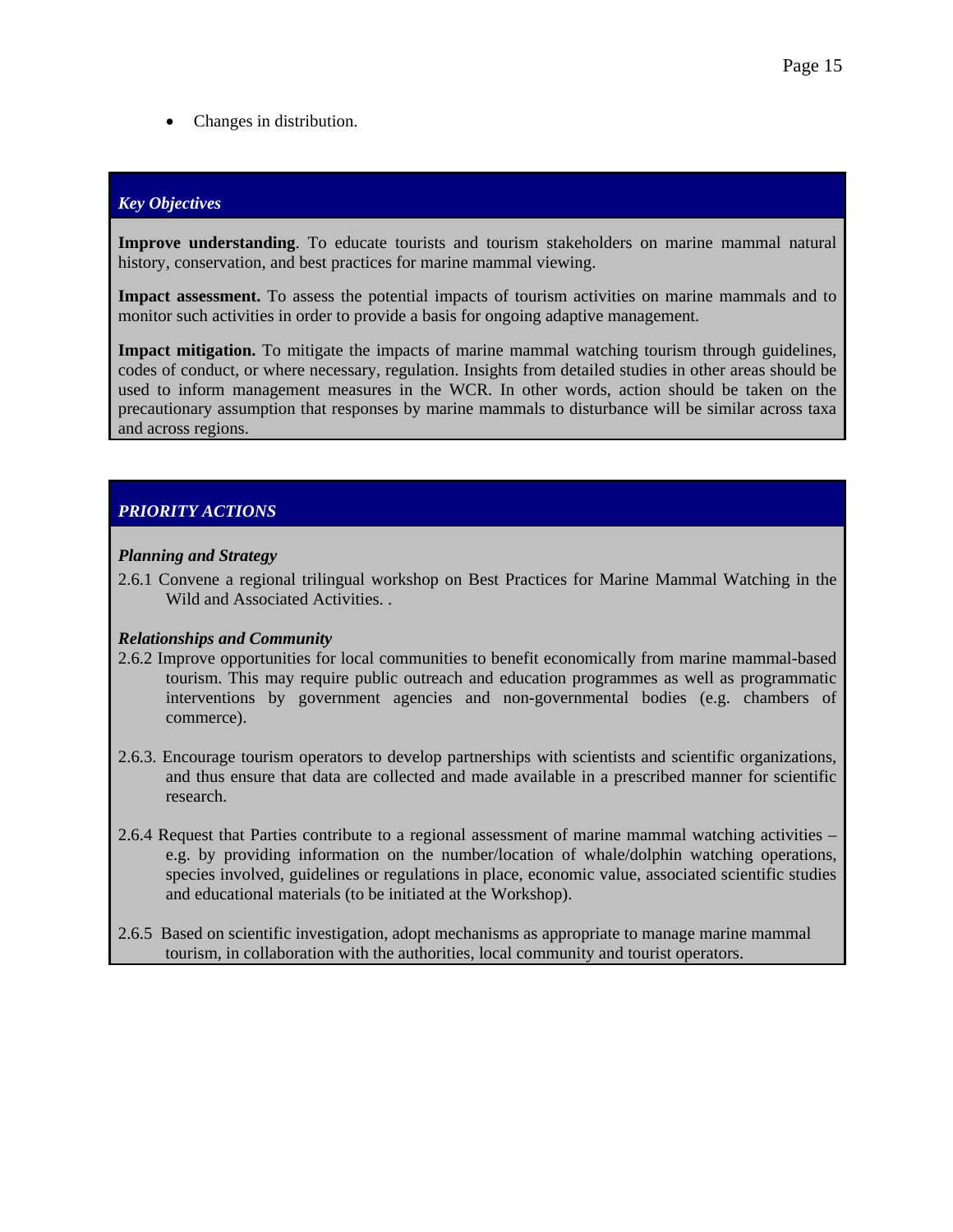- Changes in distribution.

### *Key Objectives*

**Improve understanding**. To educate tourists and tourism stakeholders on marine mammal natural history, conservation, and best practices for marine mammal viewing.

**Impact assessment.** To assess the potential impacts of tourism activities on marine mammals and to monitor such activities in order to provide a basis for ongoing adaptive management.

**Impact mitigation.** To mitigate the impacts of marine mammal watching tourism through guidelines, codes of conduct, or where necessary, regulation. Insights from detailed studies in other areas should be used to inform management measures in the WCR. In other words, action should be taken on the precautionary assumption that responses by marine mammals to disturbance will be similar across taxa and across regions.

### *PRIORITY ACTIONS*

***Planning and Strategy***

2.6.1 Convene a regional trilingual workshop on Best Practices for Marine Mammal Watching in the Wild and Associated Activities. .

***Relationships and Community***

2.6.2 Improve opportunities for local communities to benefit economically from marine mammal-based tourism. This may require public outreach and education programmes as well as programmatic interventions by government agencies and non-governmental bodies (e.g. chambers of commerce).

2.6.3. Encourage tourism operators to develop partnerships with scientists and scientific organizations, and thus ensure that data are collected and made available in a prescribed manner for scientific research.

2.6.4 Request that Parties contribute to a regional assessment of marine mammal watching activities – e.g. by providing information on the number/location of whale/dolphin watching operations, species involved, guidelines or regulations in place, economic value, associated scientific studies and educational materials (to be initiated at the Workshop).

2.6.5 Based on scientific investigation, adopt mechanisms as appropriate to manage marine mammal tourism, in collaboration with the authorities, local community and tourist operators.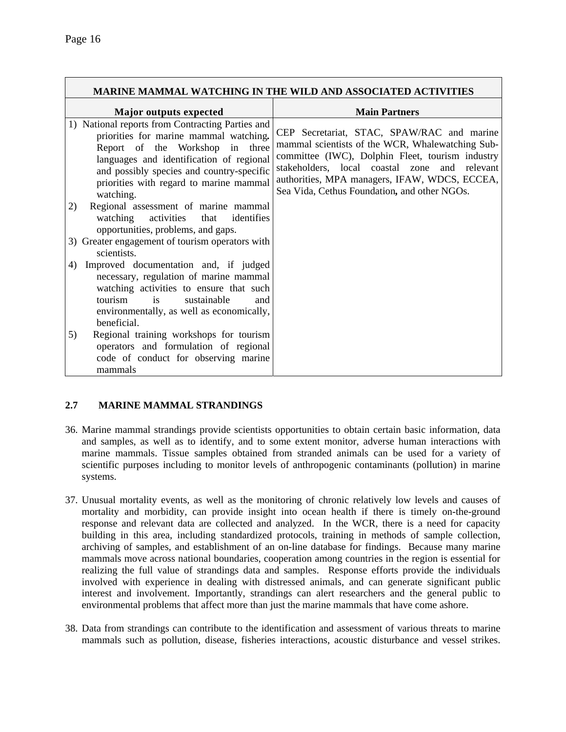| MARINE MAMMAL WATCHING IN THE WILD AND ASSOCIATED ACTIVITIES | |
|---|---|
| **Major outputs expected** | **Main Partners** |
| 1) National reports from Contracting Parties and priorities for marine mammal watching**.** Report of the Workshop in three languages and identification of regional and possibly species and country-specific priorities with regard to marine mammal watching.<br>2) Regional assessment of marine mammal watching activities that identifies opportunities, problems, and gaps.<br>3) Greater engagement of tourism operators with scientists.<br>4) Improved documentation and, if judged necessary, regulation of marine mammal watching activities to ensure that such tourism is sustainable and environmentally, as well as economically, beneficial.<br>5) Regional training workshops for tourism operators and formulation of regional code of conduct for observing marine mammals | CEP Secretariat, STAC, SPAW/RAC and marine mammal scientists of the WCR, Whalewatching Sub-committee (IWC), Dolphin Fleet, tourism industry stakeholders, local coastal zone and relevant authorities, MPA managers, IFAW, WDCS, ECCEA, Sea Vida, Cethus Foundation**,** and other NGOs. |

## 2.7 MARINE MAMMAL STRANDINGS

36. Marine mammal strandings provide scientists opportunities to obtain certain basic information, data and samples, as well as to identify, and to some extent monitor, adverse human interactions with marine mammals. Tissue samples obtained from stranded animals can be used for a variety of scientific purposes including to monitor levels of anthropogenic contaminants (pollution) in marine systems.

37. Unusual mortality events, as well as the monitoring of chronic relatively low levels and causes of mortality and morbidity, can provide insight into ocean health if there is timely on-the-ground response and relevant data are collected and analyzed. In the WCR, there is a need for capacity building in this area, including standardized protocols, training in methods of sample collection, archiving of samples, and establishment of an on-line database for findings. Because many marine mammals move across national boundaries, cooperation among countries in the region is essential for realizing the full value of strandings data and samples. Response efforts provide the individuals involved with experience in dealing with distressed animals, and can generate significant public interest and involvement. Importantly, strandings can alert researchers and the general public to environmental problems that affect more than just the marine mammals that have come ashore.

38. Data from strandings can contribute to the identification and assessment of various threats to marine mammals such as pollution, disease, fisheries interactions, acoustic disturbance and vessel strikes.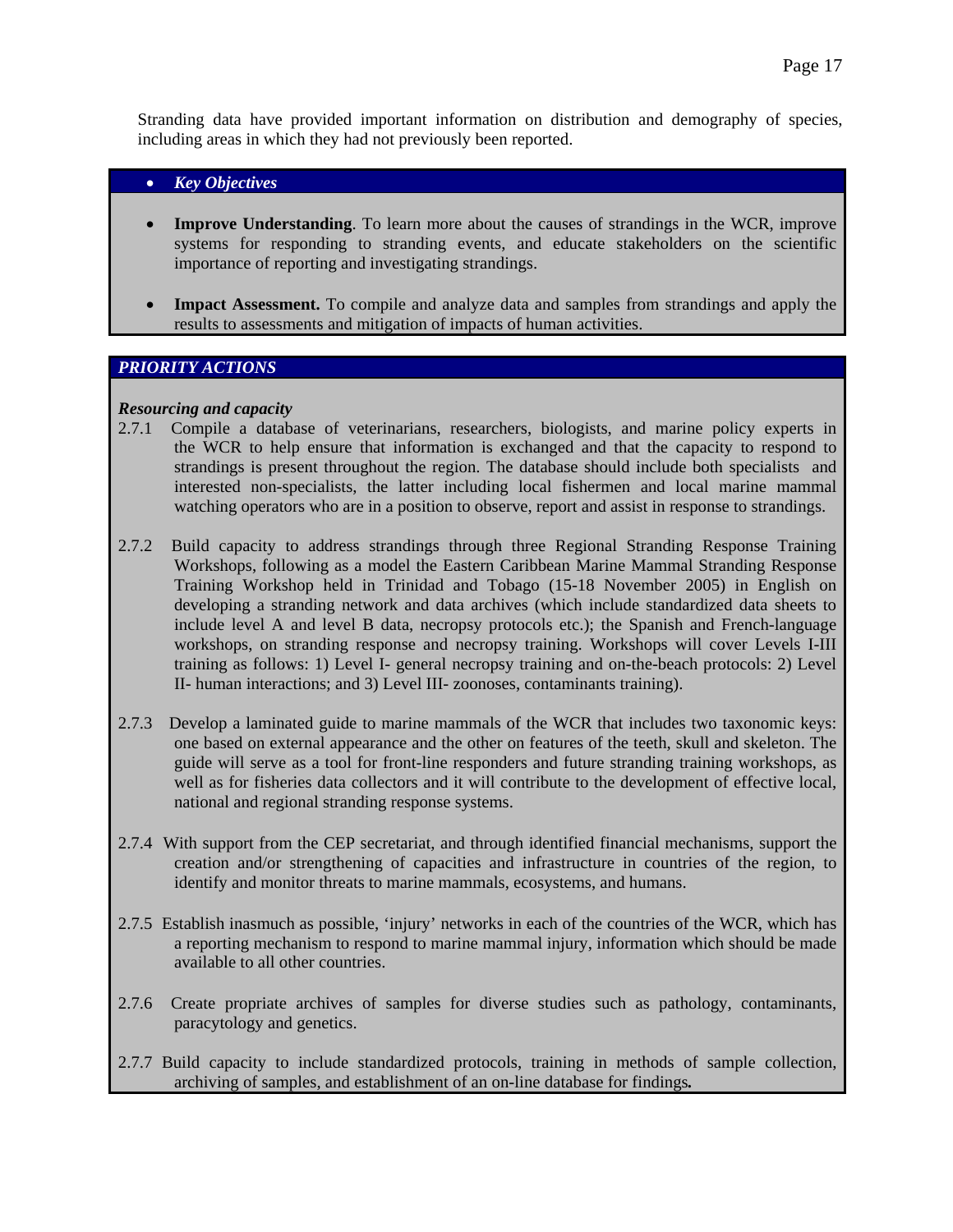Stranding data have provided important information on distribution and demography of species, including areas in which they had not previously been reported.

- ***Key Objectives***

- **Improve Understanding**. To learn more about the causes of strandings in the WCR, improve systems for responding to stranding events, and educate stakeholders on the scientific importance of reporting and investigating strandings.

- **Impact Assessment.** To compile and analyze data and samples from strandings and apply the results to assessments and mitigation of impacts of human activities.

***PRIORITY ACTIONS***

***Resourcing and capacity***

2.7.1 Compile a database of veterinarians, researchers, biologists, and marine policy experts in the WCR to help ensure that information is exchanged and that the capacity to respond to strandings is present throughout the region. The database should include both specialists and interested non-specialists, the latter including local fishermen and local marine mammal watching operators who are in a position to observe, report and assist in response to strandings.

2.7.2 Build capacity to address strandings through three Regional Stranding Response Training Workshops, following as a model the Eastern Caribbean Marine Mammal Stranding Response Training Workshop held in Trinidad and Tobago (15-18 November 2005) in English on developing a stranding network and data archives (which include standardized data sheets to include level A and level B data, necropsy protocols etc.); the Spanish and French-language workshops, on stranding response and necropsy training. Workshops will cover Levels I-III training as follows: 1) Level I- general necropsy training and on-the-beach protocols: 2) Level II- human interactions; and 3) Level III- zoonoses, contaminants training).

2.7.3 Develop a laminated guide to marine mammals of the WCR that includes two taxonomic keys: one based on external appearance and the other on features of the teeth, skull and skeleton. The guide will serve as a tool for front-line responders and future stranding training workshops, as well as for fisheries data collectors and it will contribute to the development of effective local, national and regional stranding response systems.

2.7.4 With support from the CEP secretariat, and through identified financial mechanisms, support the creation and/or strengthening of capacities and infrastructure in countries of the region, to identify and monitor threats to marine mammals, ecosystems, and humans.

2.7.5 Establish inasmuch as possible, 'injury' networks in each of the countries of the WCR, which has a reporting mechanism to respond to marine mammal injury, information which should be made available to all other countries.

2.7.6 Create propriate archives of samples for diverse studies such as pathology, contaminants, paracytology and genetics.

2.7.7 Build capacity to include standardized protocols, training in methods of sample collection, archiving of samples, and establishment of an on-line database for findings**.**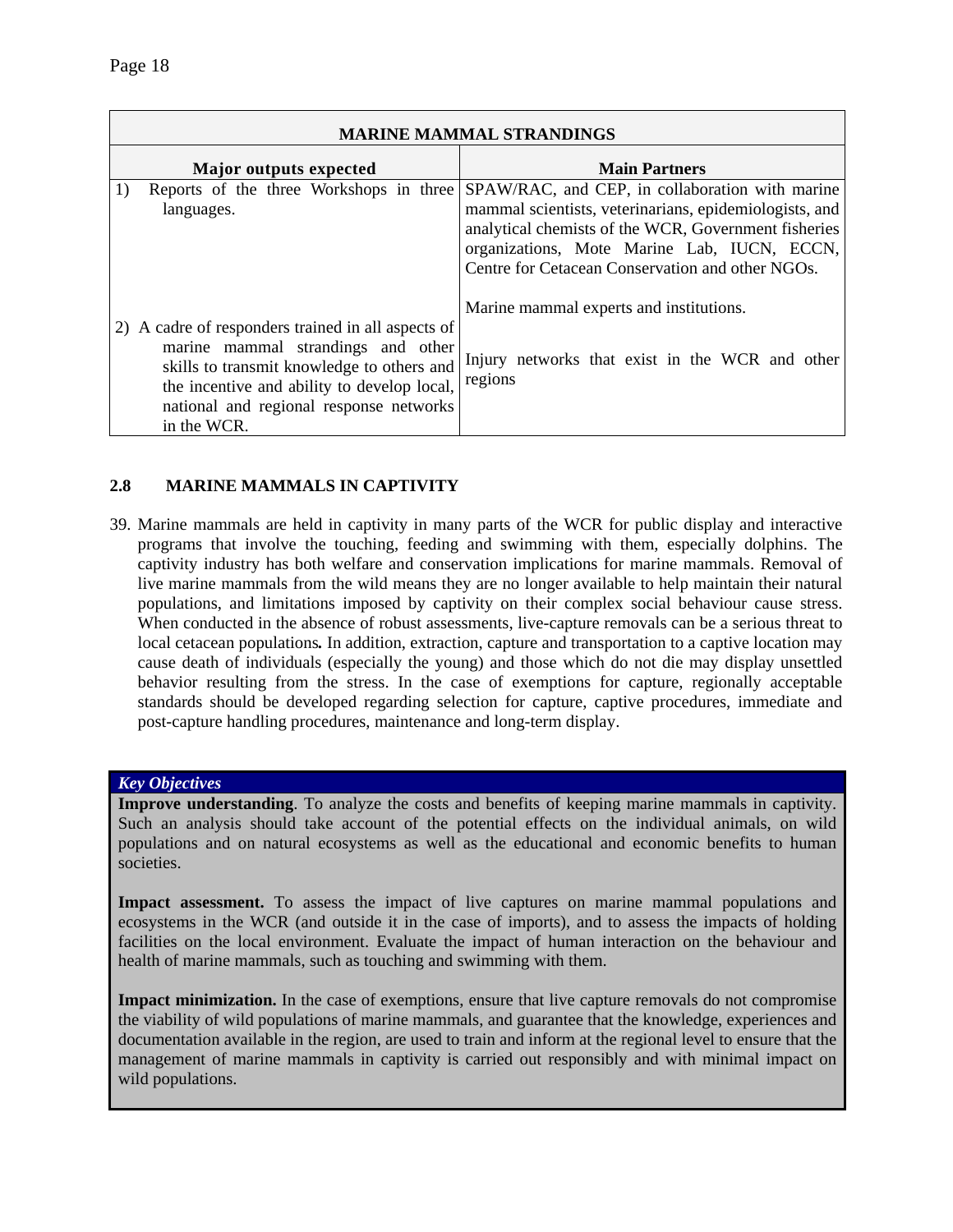| MARINE MAMMAL STRANDINGS | |
|---|---|
| **Major outputs expected** | **Main Partners** |
| 1) Reports of the three Workshops in three languages. | SPAW/RAC, and CEP, in collaboration with marine mammal scientists, veterinarians, epidemiologists, and analytical chemists of the WCR, Government fisheries organizations, Mote Marine Lab, IUCN, ECCN, Centre for Cetacean Conservation and other NGOs. |
| 2) A cadre of responders trained in all aspects of marine mammal strandings and other skills to transmit knowledge to others and the incentive and ability to develop local, national and regional response networks in the WCR. | Marine mammal experts and institutions.<br><br>Injury networks that exist in the WCR and other regions |

## 2.8 MARINE MAMMALS IN CAPTIVITY

39. Marine mammals are held in captivity in many parts of the WCR for public display and interactive programs that involve the touching, feeding and swimming with them, especially dolphins. The captivity industry has both welfare and conservation implications for marine mammals. Removal of live marine mammals from the wild means they are no longer available to help maintain their natural populations, and limitations imposed by captivity on their complex social behaviour cause stress. When conducted in the absence of robust assessments, live-capture removals can be a serious threat to local cetacean populations**.** In addition, extraction, capture and transportation to a captive location may cause death of individuals (especially the young) and those which do not die may display unsettled behavior resulting from the stress. In the case of exemptions for capture, regionally acceptable standards should be developed regarding selection for capture, captive procedures, immediate and post-capture handling procedures, maintenance and long-term display.

***Key Objectives***

**Improve understanding**. To analyze the costs and benefits of keeping marine mammals in captivity. Such an analysis should take account of the potential effects on the individual animals, on wild populations and on natural ecosystems as well as the educational and economic benefits to human societies.

**Impact assessment.** To assess the impact of live captures on marine mammal populations and ecosystems in the WCR (and outside it in the case of imports), and to assess the impacts of holding facilities on the local environment. Evaluate the impact of human interaction on the behaviour and health of marine mammals, such as touching and swimming with them.

**Impact minimization.** In the case of exemptions, ensure that live capture removals do not compromise the viability of wild populations of marine mammals, and guarantee that the knowledge, experiences and documentation available in the region, are used to train and inform at the regional level to ensure that the management of marine mammals in captivity is carried out responsibly and with minimal impact on wild populations.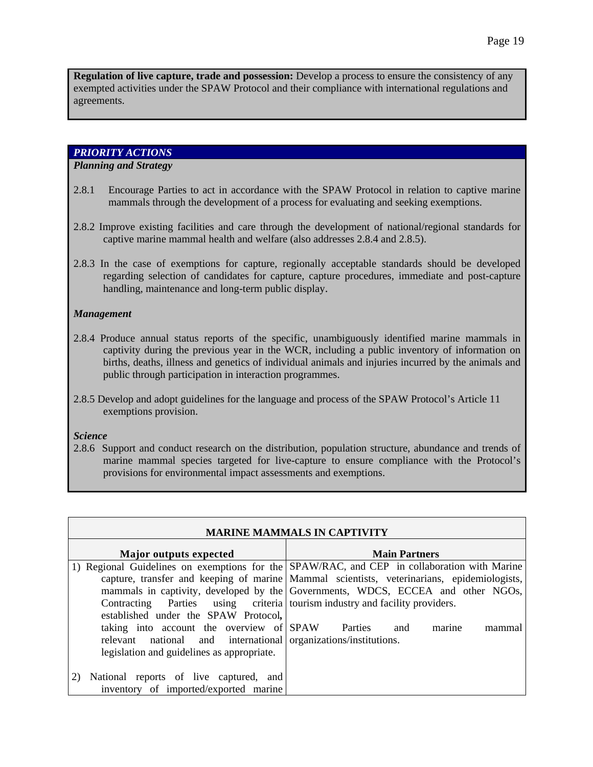**Regulation of live capture, trade and possession:** Develop a process to ensure the consistency of any exempted activities under the SPAW Protocol and their compliance with international regulations and agreements.

***PRIORITY ACTIONS***

***Planning and Strategy***

2.8.1 Encourage Parties to act in accordance with the SPAW Protocol in relation to captive marine mammals through the development of a process for evaluating and seeking exemptions.

2.8.2 Improve existing facilities and care through the development of national/regional standards for captive marine mammal health and welfare (also addresses 2.8.4 and 2.8.5).

2.8.3 In the case of exemptions for capture, regionally acceptable standards should be developed regarding selection of candidates for capture, capture procedures, immediate and post-capture handling, maintenance and long-term public display.

***Management***

2.8.4 Produce annual status reports of the specific, unambiguously identified marine mammals in captivity during the previous year in the WCR, including a public inventory of information on births, deaths, illness and genetics of individual animals and injuries incurred by the animals and public through participation in interaction programmes.

2.8.5 Develop and adopt guidelines for the language and process of the SPAW Protocol's Article 11 exemptions provision.

***Science***

2.8.6 Support and conduct research on the distribution, population structure, abundance and trends of marine mammal species targeted for live-capture to ensure compliance with the Protocol's provisions for environmental impact assessments and exemptions.

| **MARINE MAMMALS IN CAPTIVITY** | |
|---|---|
| **Major outputs expected** | **Main Partners** |
| 1) Regional Guidelines on exemptions for the capture, transfer and keeping of marine mammals in captivity, developed by the Contracting Parties using criteria established under the SPAW Protocol**,** taking into account the overview of relevant national and international legislation and guidelines as appropriate. | SPAW/RAC, and CEP in collaboration with Marine Mammal scientists, veterinarians, epidemiologists, Governments, WDCS, ECCEA and other NGOs, tourism industry and facility providers.<br><br>SPAW Parties and marine mammal organizations/institutions. |
| 2) National reports of live captured, and inventory of imported/exported marine | |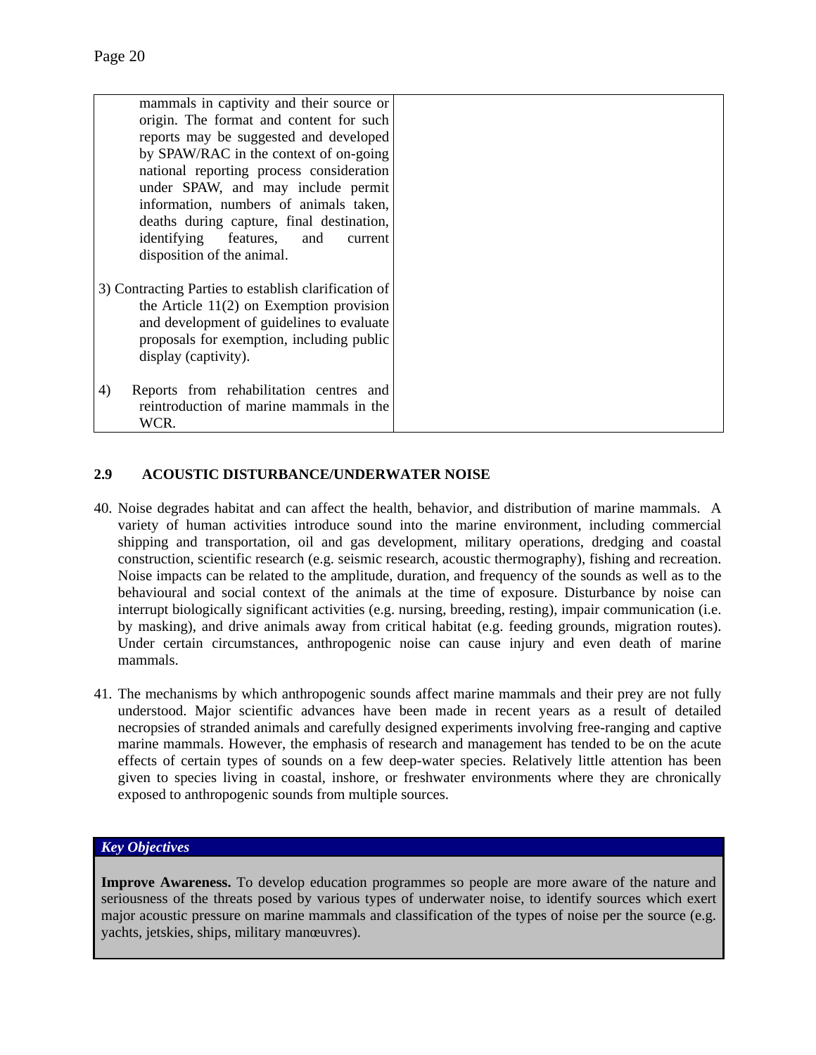| | |
|---|---|
| mammals in captivity and their source or origin. The format and content for such reports may be suggested and developed by SPAW/RAC in the context of on-going national reporting process consideration under SPAW, and may include permit information, numbers of animals taken, deaths during capture, final destination, identifying features, and current disposition of the animal.<br><br>3) Contracting Parties to establish clarification of the Article 11(2) on Exemption provision and development of guidelines to evaluate proposals for exemption, including public display (captivity).<br><br>4) Reports from rehabilitation centres and reintroduction of marine mammals in the WCR. | |

## 2.9 ACOUSTIC DISTURBANCE/UNDERWATER NOISE

40. Noise degrades habitat and can affect the health, behavior, and distribution of marine mammals. A variety of human activities introduce sound into the marine environment, including commercial shipping and transportation, oil and gas development, military operations, dredging and coastal construction, scientific research (e.g. seismic research, acoustic thermography), fishing and recreation. Noise impacts can be related to the amplitude, duration, and frequency of the sounds as well as to the behavioural and social context of the animals at the time of exposure. Disturbance by noise can interrupt biologically significant activities (e.g. nursing, breeding, resting), impair communication (i.e. by masking), and drive animals away from critical habitat (e.g. feeding grounds, migration routes). Under certain circumstances, anthropogenic noise can cause injury and even death of marine mammals.

41. The mechanisms by which anthropogenic sounds affect marine mammals and their prey are not fully understood. Major scientific advances have been made in recent years as a result of detailed necropsies of stranded animals and carefully designed experiments involving free-ranging and captive marine mammals. However, the emphasis of research and management has tended to be on the acute effects of certain types of sounds on a few deep-water species. Relatively little attention has been given to species living in coastal, inshore, or freshwater environments where they are chronically exposed to anthropogenic sounds from multiple sources.

***Key Objectives***

**Improve Awareness.** To develop education programmes so people are more aware of the nature and seriousness of the threats posed by various types of underwater noise, to identify sources which exert major acoustic pressure on marine mammals and classification of the types of noise per the source (e.g. yachts, jetskies, ships, military manœuvres).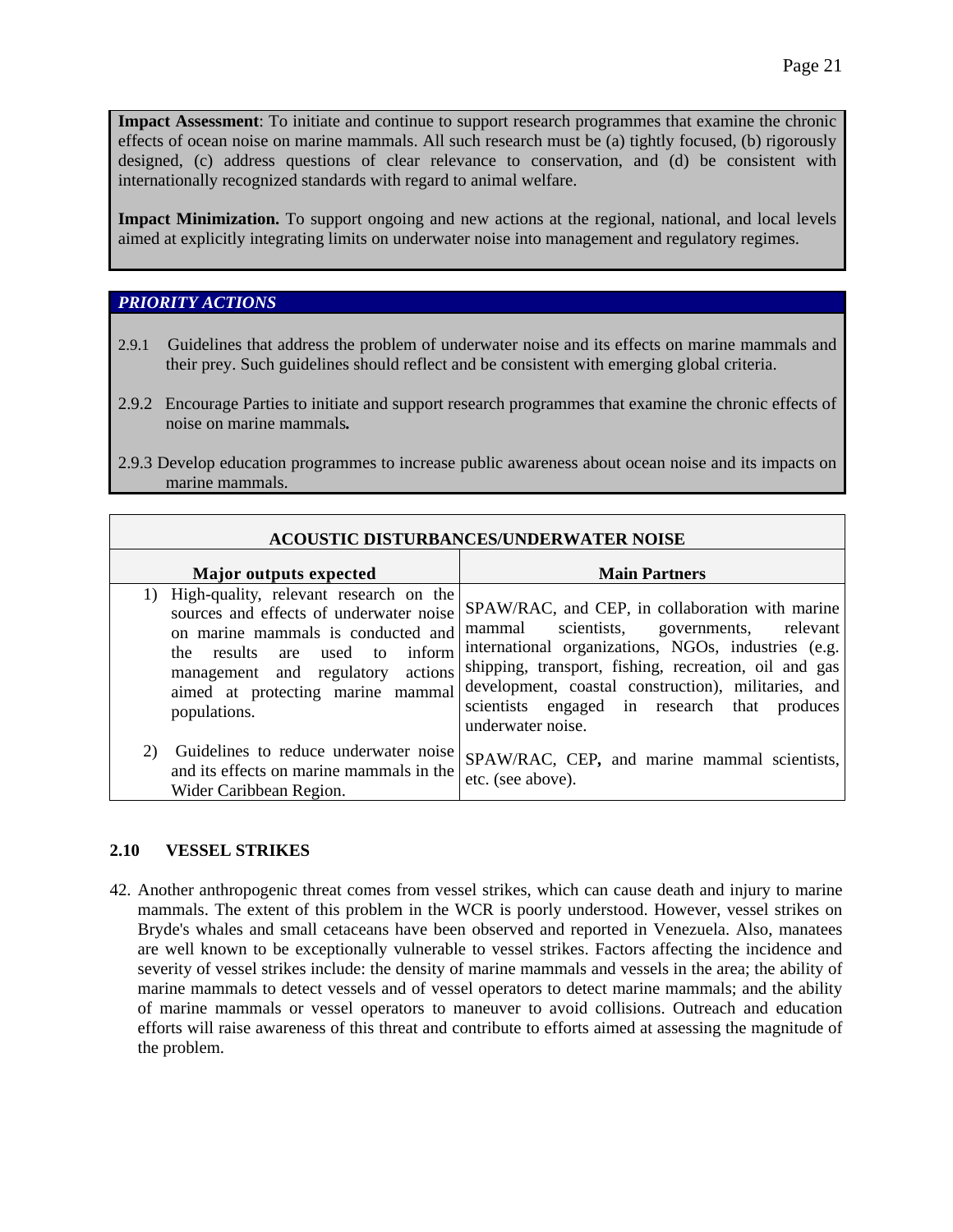**Impact Assessment**: To initiate and continue to support research programmes that examine the chronic effects of ocean noise on marine mammals. All such research must be (a) tightly focused, (b) rigorously designed, (c) address questions of clear relevance to conservation, and (d) be consistent with internationally recognized standards with regard to animal welfare.

**Impact Minimization.** To support ongoing and new actions at the regional, national, and local levels aimed at explicitly integrating limits on underwater noise into management and regulatory regimes.

***PRIORITY ACTIONS***

2.9.1 Guidelines that address the problem of underwater noise and its effects on marine mammals and their prey. Such guidelines should reflect and be consistent with emerging global criteria.

2.9.2 Encourage Parties to initiate and support research programmes that examine the chronic effects of noise on marine mammals.

2.9.3 Develop education programmes to increase public awareness about ocean noise and its impacts on marine mammals.

| ACOUSTIC DISTURBANCES/UNDERWATER NOISE | |
|---|---|
| **Major outputs expected** | **Main Partners** |
| 1) High-quality, relevant research on the sources and effects of underwater noise on marine mammals is conducted and the results are used to inform management and regulatory actions aimed at protecting marine mammal populations. | SPAW/RAC, and CEP, in collaboration with marine mammal scientists, governments, relevant international organizations, NGOs, industries (e.g. shipping, transport, fishing, recreation, oil and gas development, coastal construction), militaries, and scientists engaged in research that produces underwater noise. |
| 2) Guidelines to reduce underwater noise and its effects on marine mammals in the Wider Caribbean Region. | SPAW/RAC, CEP, and marine mammal scientists, etc. (see above). |

## 2.10 VESSEL STRIKES

42. Another anthropogenic threat comes from vessel strikes, which can cause death and injury to marine mammals. The extent of this problem in the WCR is poorly understood. However, vessel strikes on Bryde's whales and small cetaceans have been observed and reported in Venezuela. Also, manatees are well known to be exceptionally vulnerable to vessel strikes. Factors affecting the incidence and severity of vessel strikes include: the density of marine mammals and vessels in the area; the ability of marine mammals to detect vessels and of vessel operators to detect marine mammals; and the ability of marine mammals or vessel operators to maneuver to avoid collisions. Outreach and education efforts will raise awareness of this threat and contribute to efforts aimed at assessing the magnitude of the problem.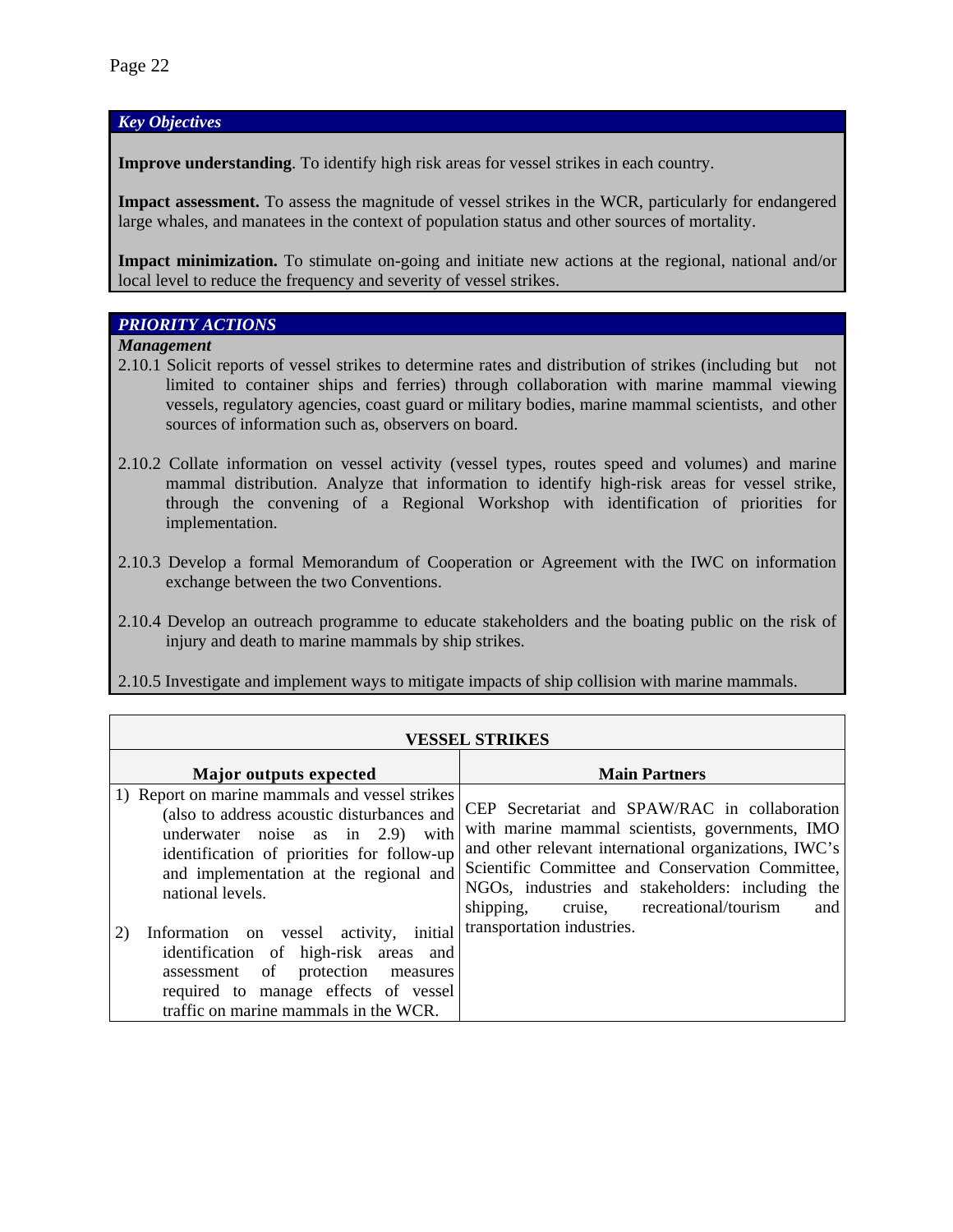### *Key Objectives*

**Improve understanding**. To identify high risk areas for vessel strikes in each country.

**Impact assessment.** To assess the magnitude of vessel strikes in the WCR, particularly for endangered large whales, and manatees in the context of population status and other sources of mortality.

**Impact minimization.** To stimulate on-going and initiate new actions at the regional, national and/or local level to reduce the frequency and severity of vessel strikes.

### *PRIORITY ACTIONS*

***Management***

2.10.1 Solicit reports of vessel strikes to determine rates and distribution of strikes (including but not limited to container ships and ferries) through collaboration with marine mammal viewing vessels, regulatory agencies, coast guard or military bodies, marine mammal scientists, and other sources of information such as, observers on board.

2.10.2 Collate information on vessel activity (vessel types, routes speed and volumes) and marine mammal distribution. Analyze that information to identify high-risk areas for vessel strike, through the convening of a Regional Workshop with identification of priorities for implementation.

2.10.3 Develop a formal Memorandum of Cooperation or Agreement with the IWC on information exchange between the two Conventions.

2.10.4 Develop an outreach programme to educate stakeholders and the boating public on the risk of injury and death to marine mammals by ship strikes.

2.10.5 Investigate and implement ways to mitigate impacts of ship collision with marine mammals.

| **VESSEL STRIKES** | |
|---|---|
| **Major outputs expected** | **Main Partners** |
| 1) Report on marine mammals and vessel strikes (also to address acoustic disturbances and underwater noise as in 2.9) with identification of priorities for follow-up and implementation at the regional and national levels.<br><br>2) Information on vessel activity, initial identification of high-risk areas and assessment of protection measures required to manage effects of vessel traffic on marine mammals in the WCR. | CEP Secretariat and SPAW/RAC in collaboration with marine mammal scientists, governments, IMO and other relevant international organizations, IWC's Scientific Committee and Conservation Committee, NGOs, industries and stakeholders: including the shipping, cruise, recreational/tourism and transportation industries. |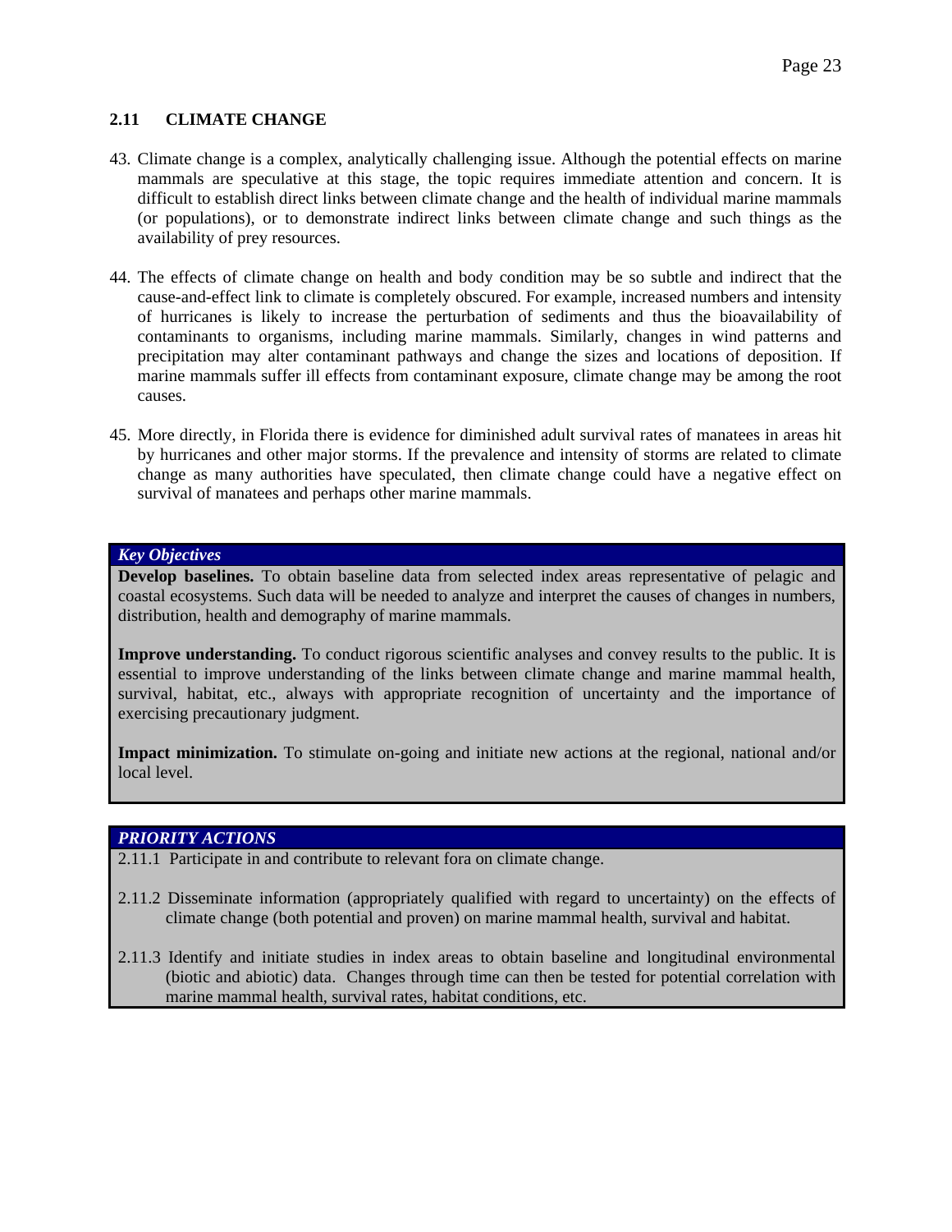## 2.11 CLIMATE CHANGE

43. Climate change is a complex, analytically challenging issue. Although the potential effects on marine mammals are speculative at this stage, the topic requires immediate attention and concern. It is difficult to establish direct links between climate change and the health of individual marine mammals (or populations), or to demonstrate indirect links between climate change and such things as the availability of prey resources.

44. The effects of climate change on health and body condition may be so subtle and indirect that the cause-and-effect link to climate is completely obscured. For example, increased numbers and intensity of hurricanes is likely to increase the perturbation of sediments and thus the bioavailability of contaminants to organisms, including marine mammals. Similarly, changes in wind patterns and precipitation may alter contaminant pathways and change the sizes and locations of deposition. If marine mammals suffer ill effects from contaminant exposure, climate change may be among the root causes.

45. More directly, in Florida there is evidence for diminished adult survival rates of manatees in areas hit by hurricanes and other major storms. If the prevalence and intensity of storms are related to climate change as many authorities have speculated, then climate change could have a negative effect on survival of manatees and perhaps other marine mammals.

***Key Objectives***

**Develop baselines.** To obtain baseline data from selected index areas representative of pelagic and coastal ecosystems. Such data will be needed to analyze and interpret the causes of changes in numbers, distribution, health and demography of marine mammals.

**Improve understanding.** To conduct rigorous scientific analyses and convey results to the public. It is essential to improve understanding of the links between climate change and marine mammal health, survival, habitat, etc., always with appropriate recognition of uncertainty and the importance of exercising precautionary judgment.

**Impact minimization.** To stimulate on-going and initiate new actions at the regional, national and/or local level.

***PRIORITY ACTIONS***

2.11.1 Participate in and contribute to relevant fora on climate change.

2.11.2 Disseminate information (appropriately qualified with regard to uncertainty) on the effects of climate change (both potential and proven) on marine mammal health, survival and habitat.

2.11.3 Identify and initiate studies in index areas to obtain baseline and longitudinal environmental (biotic and abiotic) data. Changes through time can then be tested for potential correlation with marine mammal health, survival rates, habitat conditions, etc.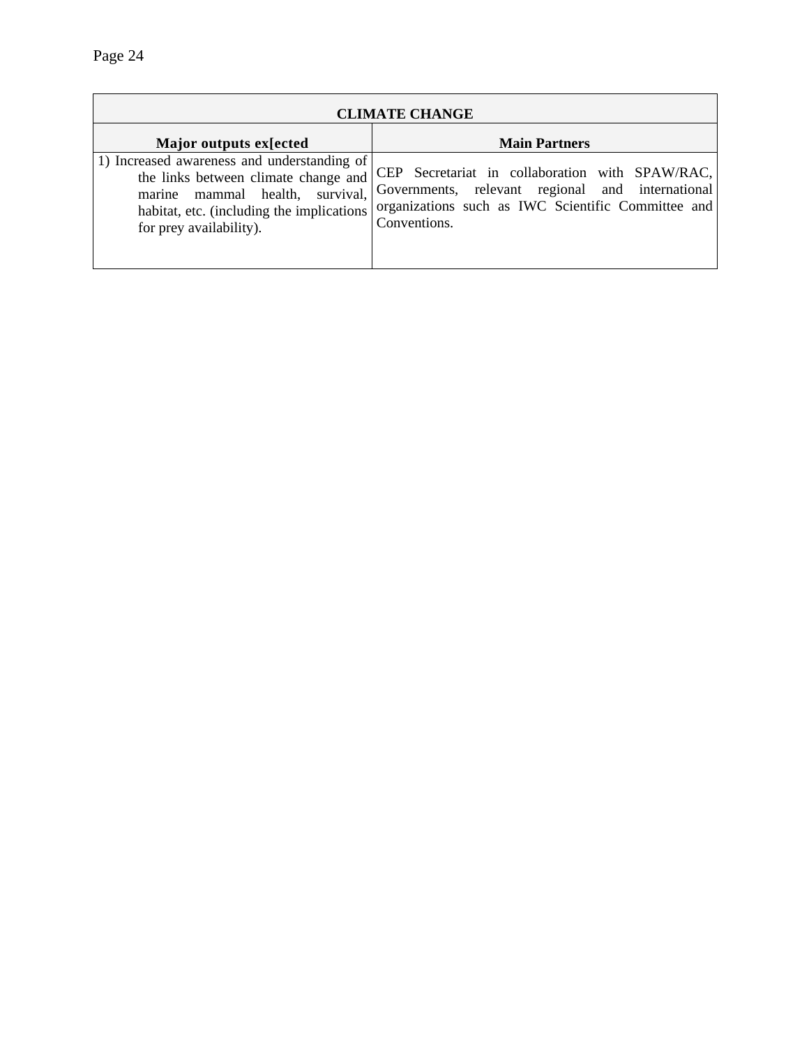| CLIMATE CHANGE | |
|---|---|
| **Major outputs ex[ected** | **Main Partners** |
| 1) Increased awareness and understanding of the links between climate change and marine mammal health, survival, habitat, etc. (including the implications for prey availability). | CEP Secretariat in collaboration with SPAW/RAC, Governments, relevant regional and international organizations such as IWC Scientific Committee and Conventions. |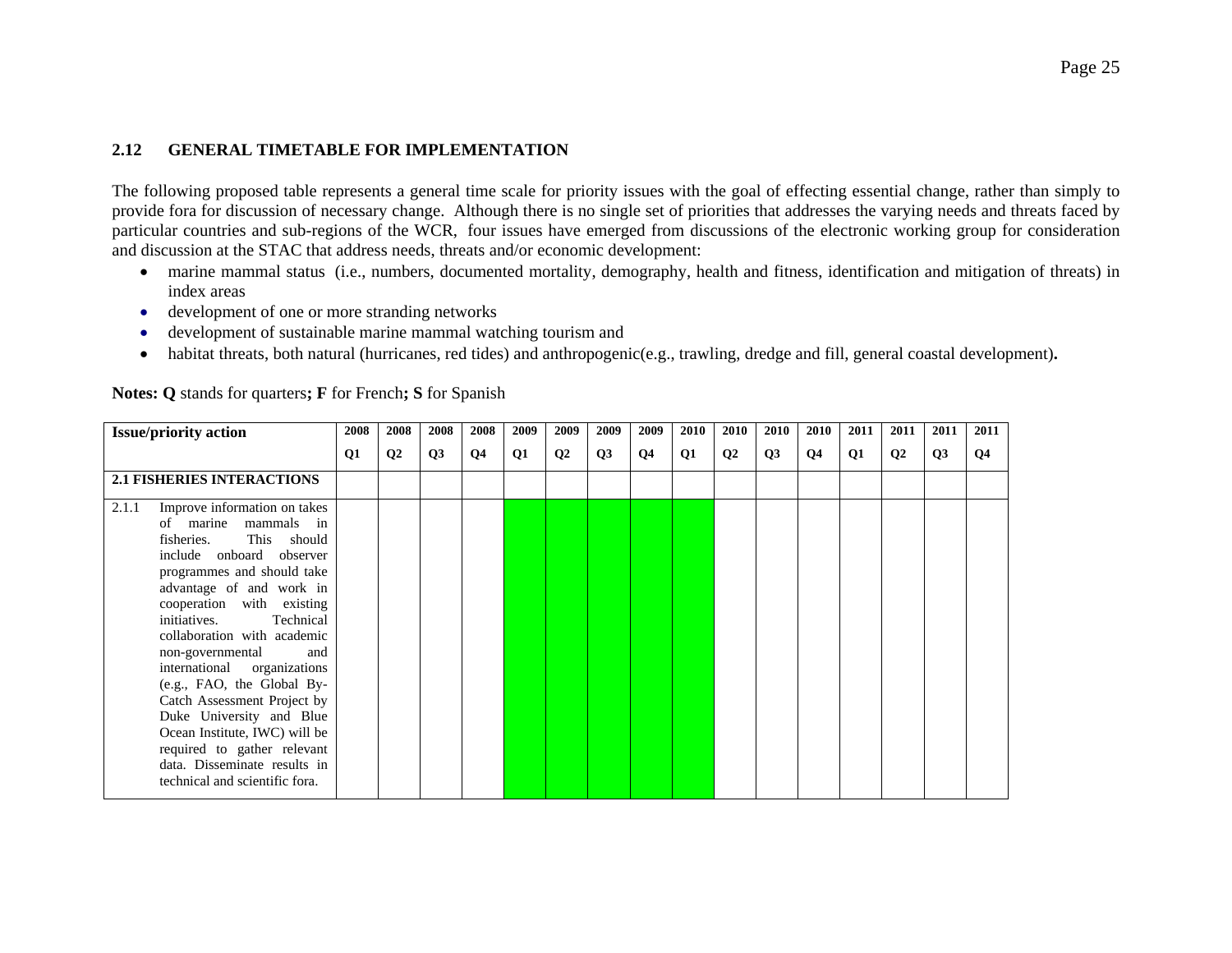## 2.12 GENERAL TIMETABLE FOR IMPLEMENTATION

The following proposed table represents a general time scale for priority issues with the goal of effecting essential change, rather than simply to provide fora for discussion of necessary change. Although there is no single set of priorities that addresses the varying needs and threats faced by particular countries and sub-regions of the WCR, four issues have emerged from discussions of the electronic working group for consideration and discussion at the STAC that address needs, threats and/or economic development:

- marine mammal status (i.e., numbers, documented mortality, demography, health and fitness, identification and mitigation of threats) in index areas
- development of one or more stranding networks
- development of sustainable marine mammal watching tourism and
- habitat threats, both natural (hurricanes, red tides) and anthropogenic(e.g., trawling, dredge and fill, general coastal development)**.**

**Notes: Q** stands for quarters**; F** for French**; S** for Spanish

| Issue/priority action | 2008 Q1 | 2008 Q2 | 2008 Q3 | 2008 Q4 | 2009 Q1 | 2009 Q2 | 2009 Q3 | 2009 Q4 | 2010 Q1 | 2010 Q2 | 2010 Q3 | 2010 Q4 | 2011 Q1 | 2011 Q2 | 2011 Q3 | 2011 Q4 |
|---|---|---|---|---|---|---|---|---|---|---|---|---|---|---|---|---|
| **2.1 FISHERIES INTERACTIONS** | | | | | | | | | | | | | | | | |
| 2.1.1 Improve information on takes of marine mammals in fisheries. This should include onboard observer programmes and should take advantage of and work in cooperation with existing initiatives. Technical collaboration with academic non-governmental and international organizations (e.g., FAO, the Global By-Catch Assessment Project by Duke University and Blue Ocean Institute, IWC) will be required to gather relevant data. Disseminate results in technical and scientific fora. | | | | | | | | | | | | | | | | |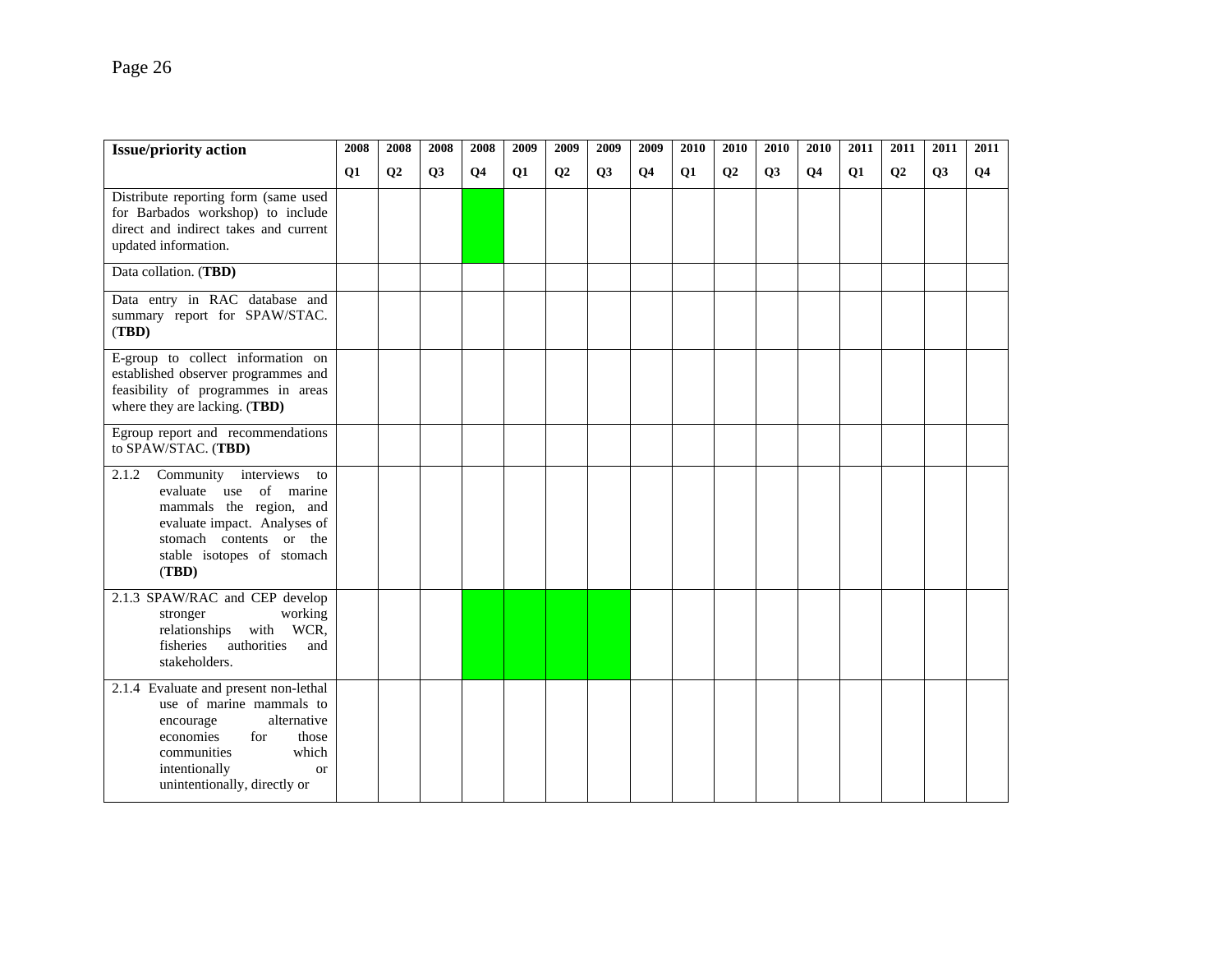| Issue/priority action | 2008 Q1 | 2008 Q2 | 2008 Q3 | 2008 Q4 | 2009 Q1 | 2009 Q2 | 2009 Q3 | 2009 Q4 | 2010 Q1 | 2010 Q2 | 2010 Q3 | 2010 Q4 | 2011 Q1 | 2011 Q2 | 2011 Q3 | 2011 Q4 |
|---|---|---|---|---|---|---|---|---|---|---|---|---|---|---|---|---|
| Distribute reporting form (same used for Barbados workshop) to include direct and indirect takes and current updated information. | | | | ■ | | | | | | | | | | | | |
| Data collation. (**TBD)** | | | | | | | | | | | | | | | | |
| Data entry in RAC database and summary report for SPAW/STAC. (**TBD)** | | | | | | | | | | | | | | | | |
| E-group to collect information on established observer programmes and feasibility of programmes in areas where they are lacking. (**TBD)** | | | | | | | | | | | | | | | | |
| Egroup report and recommendations to SPAW/STAC. (**TBD)** | | | | | | | | | | | | | | | | |
| 2.1.2 Community interviews to evaluate use of marine mammals the region, and evaluate impact. Analyses of stomach contents or the stable isotopes of stomach (**TBD)** | | | | | | | | | | | | | | | | |
| 2.1.3 SPAW/RAC and CEP develop stronger working relationships with WCR, fisheries authorities and stakeholders. | | | | ■ | ■ | ■ | ■ | | | | | | | | | |
| 2.1.4 Evaluate and present non-lethal use of marine mammals to encourage alternative economies for those communities which intentionally or unintentionally, directly or | | | | | | | | | | | | | | | | |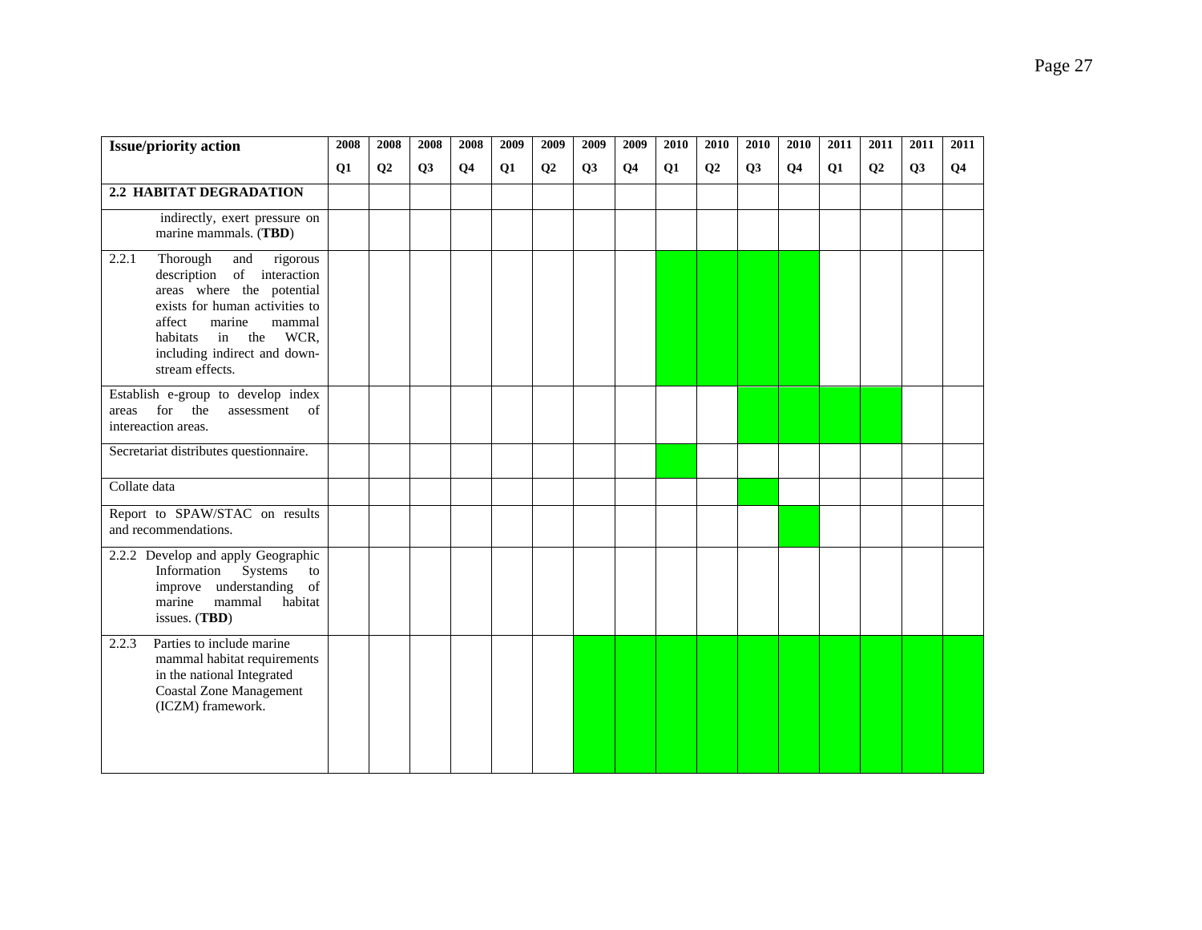| Issue/priority action | 2008 Q1 | 2008 Q2 | 2008 Q3 | 2008 Q4 | 2009 Q1 | 2009 Q2 | 2009 Q3 | 2009 Q4 | 2010 Q1 | 2010 Q2 | 2010 Q3 | 2010 Q4 | 2011 Q1 | 2011 Q2 | 2011 Q3 | 2011 Q4 |
|---|---|---|---|---|---|---|---|---|---|---|---|---|---|---|---|---|
| **2.2 HABITAT DEGRADATION** | | | | | | | | | | | | | | | | |
| indirectly, exert pressure on marine mammals. (**TBD**) | | | | | | | | | | | | | | | | |
| 2.2.1 Thorough and rigorous description of interaction areas where the potential exists for human activities to affect marine mammal habitats in the WCR, including indirect and down-stream effects. | | | | | | | | | ■ | ■ | ■ | ■ | | | | |
| Establish e-group to develop index areas for the assessment of intereaction areas. | | | | | | | | | | | ■ | ■ | ■ | ■ | | |
| Secretariat distributes questionnaire. | | | | | | | | | ■ | | | | | | | |
| Collate data | | | | | | | | | | | ■ | | | | | |
| Report to SPAW/STAC on results and recommendations. | | | | | | | | | | | | ■ | | | | |
| 2.2.2 Develop and apply Geographic Information Systems to improve understanding of marine mammal habitat issues. (**TBD**) | | | | | | | | | | | | | | | | |
| 2.2.3 Parties to include marine mammal habitat requirements in the national Integrated Coastal Zone Management (ICZM) framework. | | | | | | | ■ | ■ | ■ | ■ | ■ | ■ | ■ | ■ | ■ | ■ |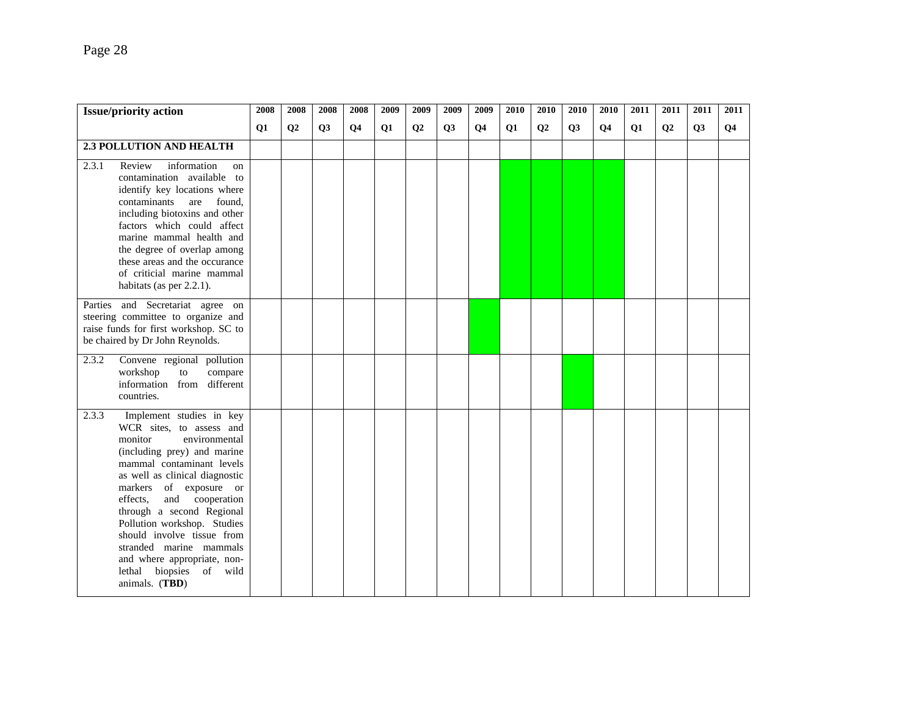| Issue/priority action | 2008 Q1 | 2008 Q2 | 2008 Q3 | 2008 Q4 | 2009 Q1 | 2009 Q2 | 2009 Q3 | 2009 Q4 | 2010 Q1 | 2010 Q2 | 2010 Q3 | 2010 Q4 | 2011 Q1 | 2011 Q2 | 2011 Q3 | 2011 Q4 |
|---|---|---|---|---|---|---|---|---|---|---|---|---|---|---|---|---|
| **2.3 POLLUTION AND HEALTH** | | | | | | | | | | | | | | | | |
| 2.3.1 Review information on contamination available to identify key locations where contaminants are found, including biotoxins and other factors which could affect marine mammal health and the degree of overlap among these areas and the occurance of criticial marine mammal habitats (as per 2.2.1). | | | | | | | | | | | | | | | | |
| Parties and Secretariat agree on steering committee to organize and raise funds for first workshop. SC to be chaired by Dr John Reynolds. | | | | | | | | | | | | | | | | |
| 2.3.2 Convene regional pollution workshop to compare information from different countries. | | | | | | | | | | | | | | | | |
| 2.3.3 Implement studies in key WCR sites, to assess and monitor environmental (including prey) and marine mammal contaminant levels as well as clinical diagnostic markers of exposure or effects, and cooperation through a second Regional Pollution workshop. Studies should involve tissue from stranded marine mammals and where appropriate, non-lethal biopsies of wild animals. (**TBD**) | | | | | | | | | | | | | | | | |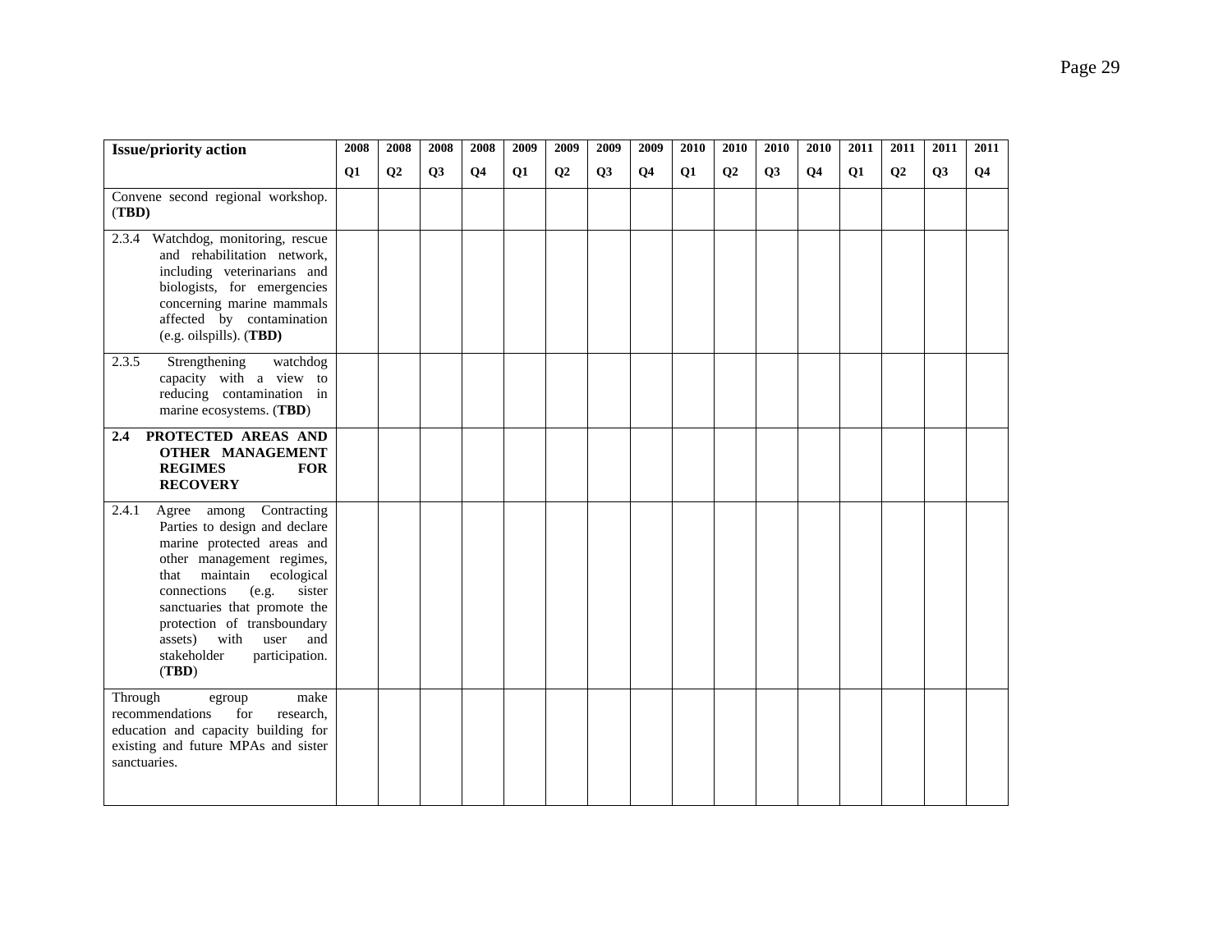| Issue/priority action | 2008 Q1 | 2008 Q2 | 2008 Q3 | 2008 Q4 | 2009 Q1 | 2009 Q2 | 2009 Q3 | 2009 Q4 | 2010 Q1 | 2010 Q2 | 2010 Q3 | 2010 Q4 | 2011 Q1 | 2011 Q2 | 2011 Q3 | 2011 Q4 |
|---|---|---|---|---|---|---|---|---|---|---|---|---|---|---|---|---|
| Convene second regional workshop. (**TBD**) | | | | | | | | | | | | | | | | |
| 2.3.4 Watchdog, monitoring, rescue and rehabilitation network, including veterinarians and biologists, for emergencies concerning marine mammals affected by contamination (e.g. oilspills). (**TBD**) | | | | | | | | | | | | | | | | |
| 2.3.5 Strengthening watchdog capacity with a view to reducing contamination in marine ecosystems. (**TBD**) | | | | | | | | | | | | | | | | |
| **2.4 PROTECTED AREAS AND OTHER MANAGEMENT REGIMES FOR RECOVERY** | | | | | | | | | | | | | | | | |
| 2.4.1 Agree among Contracting Parties to design and declare marine protected areas and other management regimes, that maintain ecological connections (e.g. sister sanctuaries that promote the protection of transboundary assets) with user and stakeholder participation. (**TBD**) | | | | | | | | | | | | | | | | |
| Through egroup make recommendations for research, education and capacity building for existing and future MPAs and sister sanctuaries. | | | | | | | | | | | | | | | | |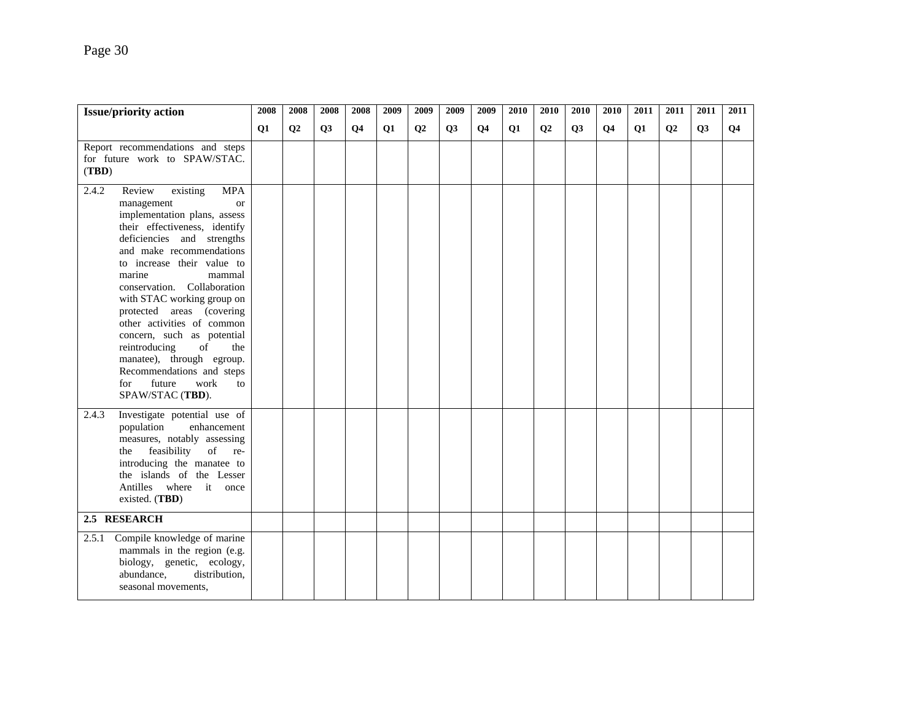| Issue/priority action | 2008 Q1 | 2008 Q2 | 2008 Q3 | 2008 Q4 | 2009 Q1 | 2009 Q2 | 2009 Q3 | 2009 Q4 | 2010 Q1 | 2010 Q2 | 2010 Q3 | 2010 Q4 | 2011 Q1 | 2011 Q2 | 2011 Q3 | 2011 Q4 |
|---|---|---|---|---|---|---|---|---|---|---|---|---|---|---|---|---|
| Report recommendations and steps for future work to SPAW/STAC. (**TBD**) | | | | | | | | | | | | | | | | |
| 2.4.2 Review existing MPA management or implementation plans, assess their effectiveness, identify deficiencies and strengths and make recommendations to increase their value to marine mammal conservation. Collaboration with STAC working group on protected areas (covering other activities of common concern, such as potential reintroducing of the manatee), through egroup. Recommendations and steps for future work to SPAW/STAC (**TBD**). | | | | | | | | | | | | | | | | |
| 2.4.3 Investigate potential use of population enhancement measures, notably assessing the feasibility of re-introducing the manatee to the islands of the Lesser Antilles where it once existed. (**TBD**) | | | | | | | | | | | | | | | | |
| **2.5 RESEARCH** | | | | | | | | | | | | | | | | |
| 2.5.1 Compile knowledge of marine mammals in the region (e.g. biology, genetic, ecology, abundance, distribution, seasonal movements, | | | | | | | | | | | | | | | | |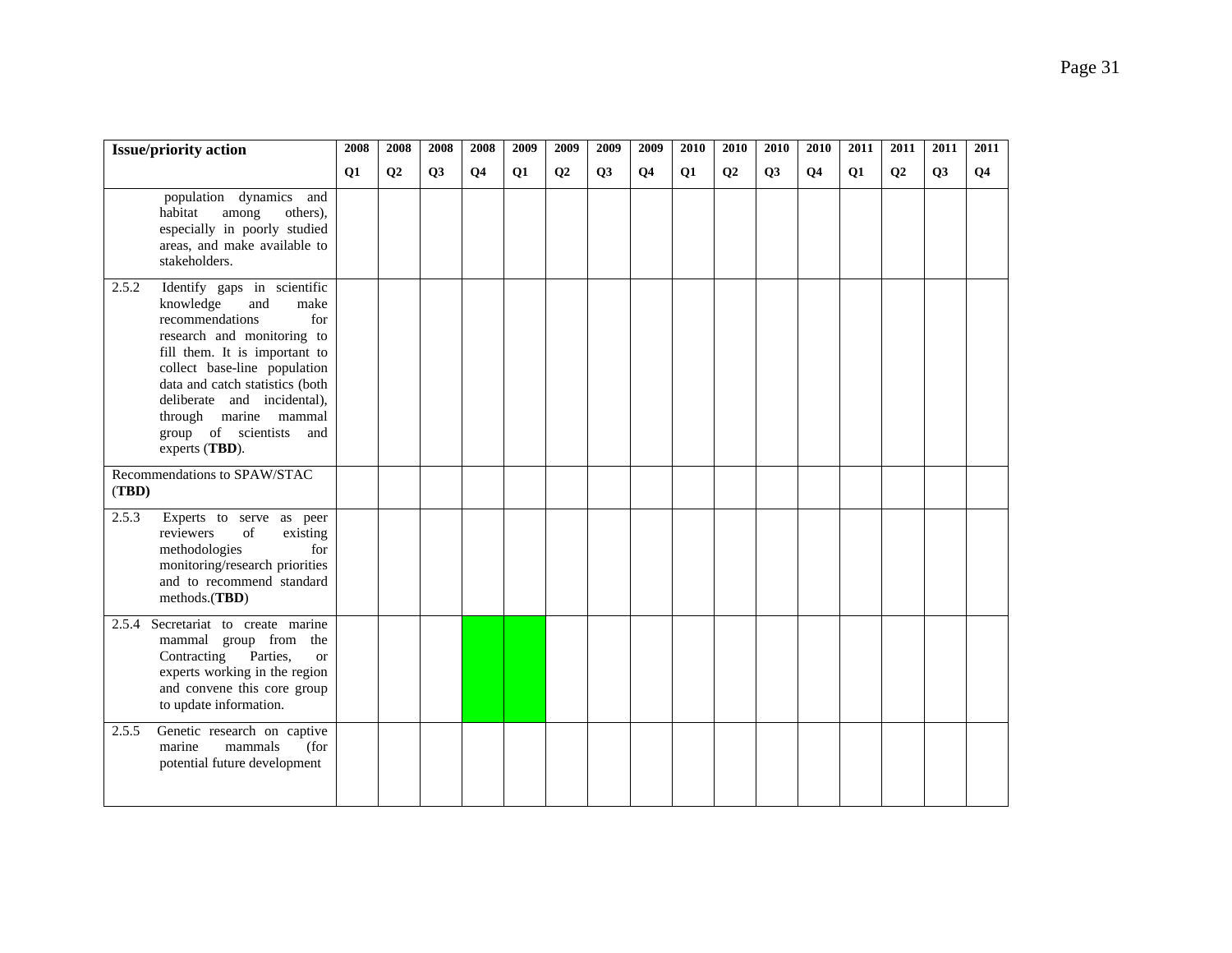| Issue/priority action | 2008 Q1 | 2008 Q2 | 2008 Q3 | 2008 Q4 | 2009 Q1 | 2009 Q2 | 2009 Q3 | 2009 Q4 | 2010 Q1 | 2010 Q2 | 2010 Q3 | 2010 Q4 | 2011 Q1 | 2011 Q2 | 2011 Q3 | 2011 Q4 |
|---|---|---|---|---|---|---|---|---|---|---|---|---|---|---|---|---|
| population dynamics and habitat among others), especially in poorly studied areas, and make available to stakeholders. | | | | | | | | | | | | | | | | |
| 2.5.2 Identify gaps in scientific knowledge and make recommendations for research and monitoring to fill them. It is important to collect base-line population data and catch statistics (both deliberate and incidental), through marine mammal group of scientists and experts (**TBD**). | | | | | | | | | | | | | | | | |
| Recommendations to SPAW/STAC (**TBD)** | | | | | | | | | | | | | | | | |
| 2.5.3 Experts to serve as peer reviewers of existing methodologies for monitoring/research priorities and to recommend standard methods.(**TBD**) | | | | | | | | | | | | | | | | |
| 2.5.4 Secretariat to create marine mammal group from the Contracting Parties, or experts working in the region and convene this core group to update information. | | | | | | | | | | | | | | | | |
| 2.5.5 Genetic research on captive marine mammals (for potential future development | | | | | | | | | | | | | | | | |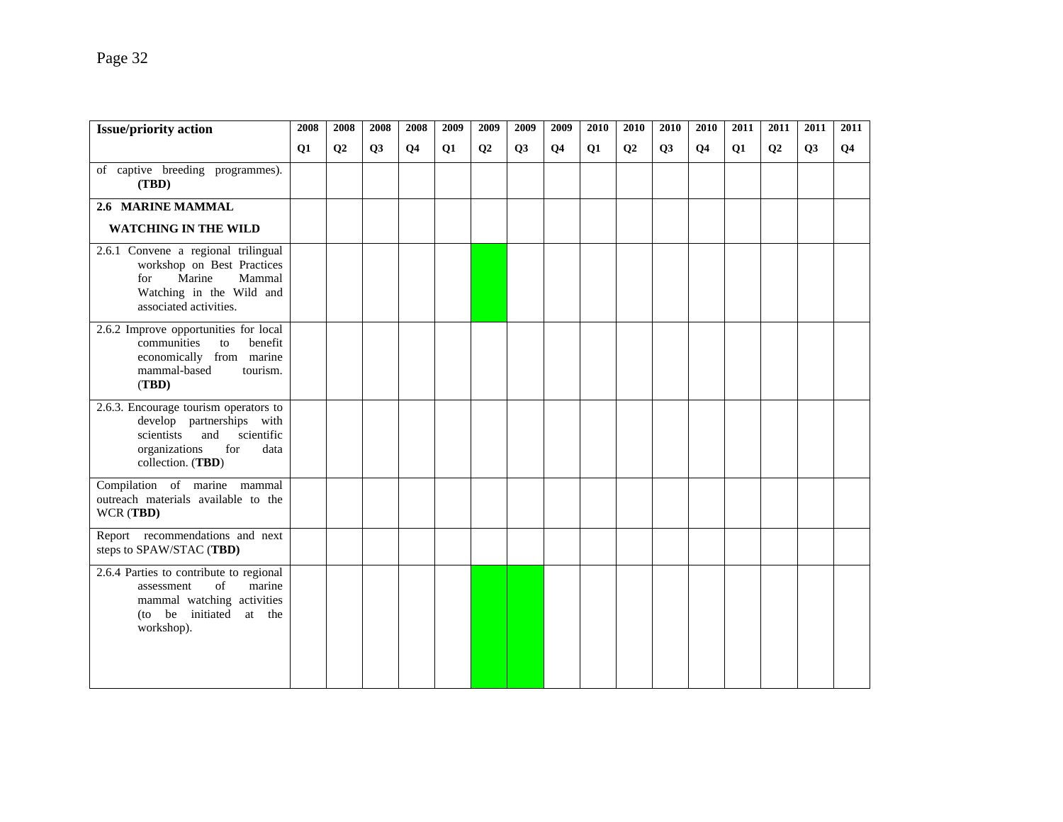| Issue/priority action | 2008 Q1 | 2008 Q2 | 2008 Q3 | 2008 Q4 | 2009 Q1 | 2009 Q2 | 2009 Q3 | 2009 Q4 | 2010 Q1 | 2010 Q2 | 2010 Q3 | 2010 Q4 | 2011 Q1 | 2011 Q2 | 2011 Q3 | 2011 Q4 |
|---|---|---|---|---|---|---|---|---|---|---|---|---|---|---|---|---|
| of captive breeding programmes). **(TBD)** | | | | | | | | | | | | | | | | |
| **2.6 MARINE MAMMAL WATCHING IN THE WILD** | | | | | | | | | | | | | | | | |
| 2.6.1 Convene a regional trilingual workshop on Best Practices for Marine Mammal Watching in the Wild and associated activities. | | | | | | | | | | | | | | | | |
| 2.6.2 Improve opportunities for local communities to benefit economically from marine mammal-based tourism. (**TBD)** | | | | | | | | | | | | | | | | |
| 2.6.3. Encourage tourism operators to develop partnerships with scientists and scientific organizations for data collection. (**TBD**) | | | | | | | | | | | | | | | | |
| Compilation of marine mammal outreach materials available to the WCR (**TBD)** | | | | | | | | | | | | | | | | |
| Report recommendations and next steps to SPAW/STAC (**TBD)** | | | | | | | | | | | | | | | | |
| 2.6.4 Parties to contribute to regional assessment of marine mammal watching activities (to be initiated at the workshop). | | | | | | | | | | | | | | | | |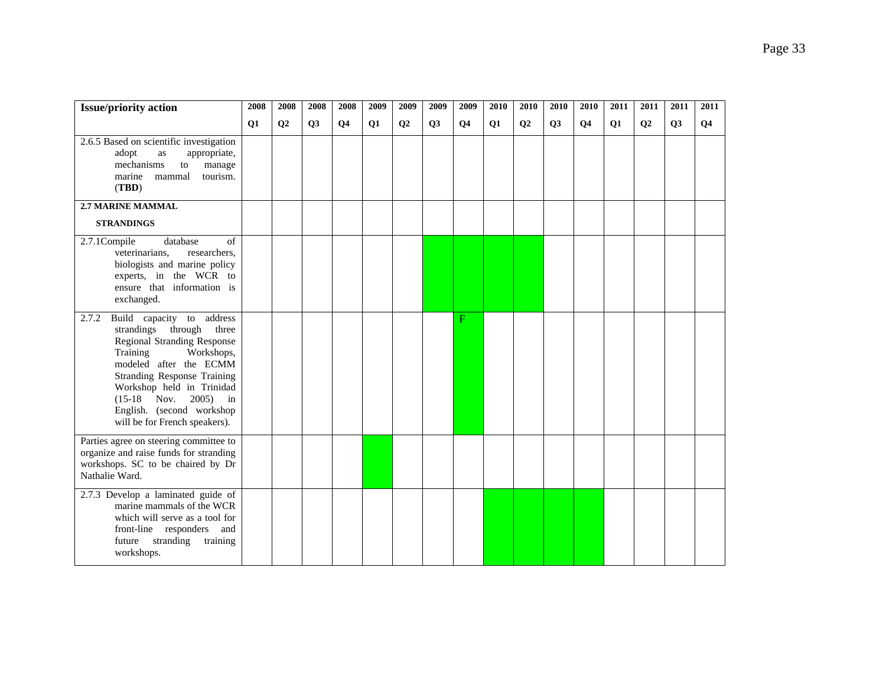| Issue/priority action | 2008 Q1 | 2008 Q2 | 2008 Q3 | 2008 Q4 | 2009 Q1 | 2009 Q2 | 2009 Q3 | 2009 Q4 | 2010 Q1 | 2010 Q2 | 2010 Q3 | 2010 Q4 | 2011 Q1 | 2011 Q2 | 2011 Q3 | 2011 Q4 |
|---|---|---|---|---|---|---|---|---|---|---|---|---|---|---|---|---|
| 2.6.5 Based on scientific investigation adopt as appropriate, mechanisms to manage marine mammal tourism. (**TBD**) | | | | | | | | | | | | | | | | |
| **2.7 MARINE MAMMAL STRANDINGS** | | | | | | | | | | | | | | | | |
| 2.7.1Compile database of veterinarians, researchers, biologists and marine policy experts, in the WCR to ensure that information is exchanged. | | | | | | | | | | | | | | | | |
| 2.7.2 Build capacity to address strandings through three Regional Stranding Response Training Workshops, modeled after the ECMM Stranding Response Training Workshop held in Trinidad (15-18 Nov. 2005) in English. (second workshop will be for French speakers). | | | | | | | | F | | | | | | | | |
| Parties agree on steering committee to organize and raise funds for stranding workshops. SC to be chaired by Dr Nathalie Ward. | | | | | | | | | | | | | | | | |
| 2.7.3 Develop a laminated guide of marine mammals of the WCR which will serve as a tool for front-line responders and future stranding training workshops. | | | | | | | | | | | | | | | | |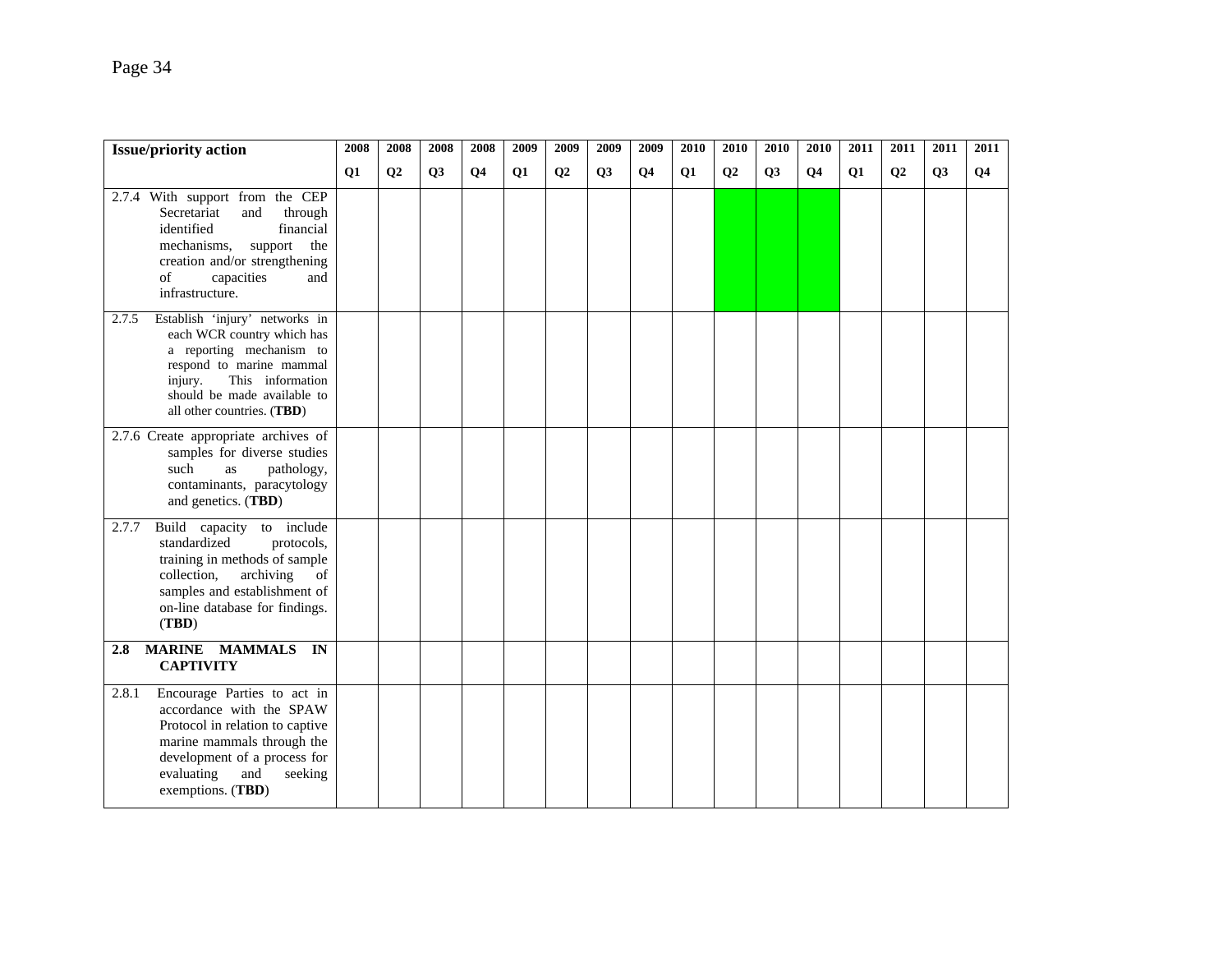| Issue/priority action | 2008 Q1 | 2008 Q2 | 2008 Q3 | 2008 Q4 | 2009 Q1 | 2009 Q2 | 2009 Q3 | 2009 Q4 | 2010 Q1 | 2010 Q2 | 2010 Q3 | 2010 Q4 | 2011 Q1 | 2011 Q2 | 2011 Q3 | 2011 Q4 |
|---|---|---|---|---|---|---|---|---|---|---|---|---|---|---|---|---|
| 2.7.4 With support from the CEP Secretariat and through identified financial mechanisms, support the creation and/or strengthening of capacities and infrastructure. | | | | | | | | | | ■ | ■ | ■ | | | | |
| 2.7.5 Establish 'injury' networks in each WCR country which has a reporting mechanism to respond to marine mammal injury. This information should be made available to all other countries. (**TBD**) | | | | | | | | | | | | | | | | |
| 2.7.6 Create appropriate archives of samples for diverse studies such as pathology, contaminants, paracytology and genetics. (**TBD**) | | | | | | | | | | | | | | | | |
| 2.7.7 Build capacity to include standardized protocols, training in methods of sample collection, archiving of samples and establishment of on-line database for findings. (**TBD**) | | | | | | | | | | | | | | | | |
| **2.8 MARINE MAMMALS IN CAPTIVITY** | | | | | | | | | | | | | | | | |
| 2.8.1 Encourage Parties to act in accordance with the SPAW Protocol in relation to captive marine mammals through the development of a process for evaluating and seeking exemptions. (**TBD**) | | | | | | | | | | | | | | | | |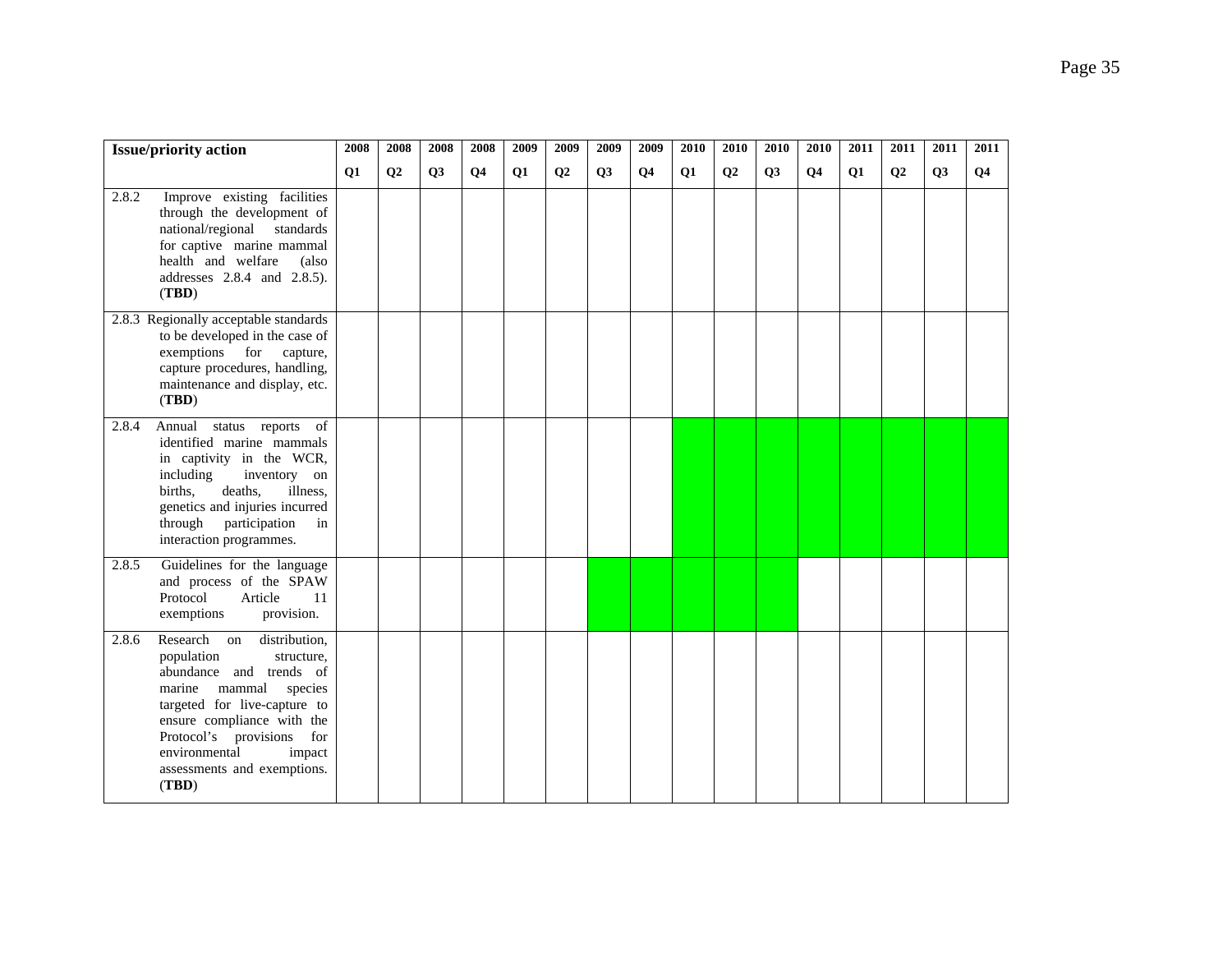| Issue/priority action | 2008 Q1 | 2008 Q2 | 2008 Q3 | 2008 Q4 | 2009 Q1 | 2009 Q2 | 2009 Q3 | 2009 Q4 | 2010 Q1 | 2010 Q2 | 2010 Q3 | 2010 Q4 | 2011 Q1 | 2011 Q2 | 2011 Q3 | 2011 Q4 |
|---|---|---|---|---|---|---|---|---|---|---|---|---|---|---|---|---|
| 2.8.2 Improve existing facilities through the development of national/regional standards for captive marine mammal health and welfare (also addresses 2.8.4 and 2.8.5). (**TBD**) | | | | | | | | | | | | | | | | |
| 2.8.3 Regionally acceptable standards to be developed in the case of exemptions for capture, capture procedures, handling, maintenance and display, etc. (**TBD**) | | | | | | | | | | | | | | | | |
| 2.8.4 Annual status reports of identified marine mammals in captivity in the WCR, including inventory on births, deaths, illness, genetics and injuries incurred through participation in interaction programmes. | | | | | | | | | | | | | | | | |
| 2.8.5 Guidelines for the language and process of the SPAW Protocol Article 11 exemptions provision. | | | | | | | | | | | | | | | | |
| 2.8.6 Research on distribution, population structure, abundance and trends of marine mammal species targeted for live-capture to ensure compliance with the Protocol's provisions for environmental impact assessments and exemptions. (**TBD**) | | | | | | | | | | | | | | | | |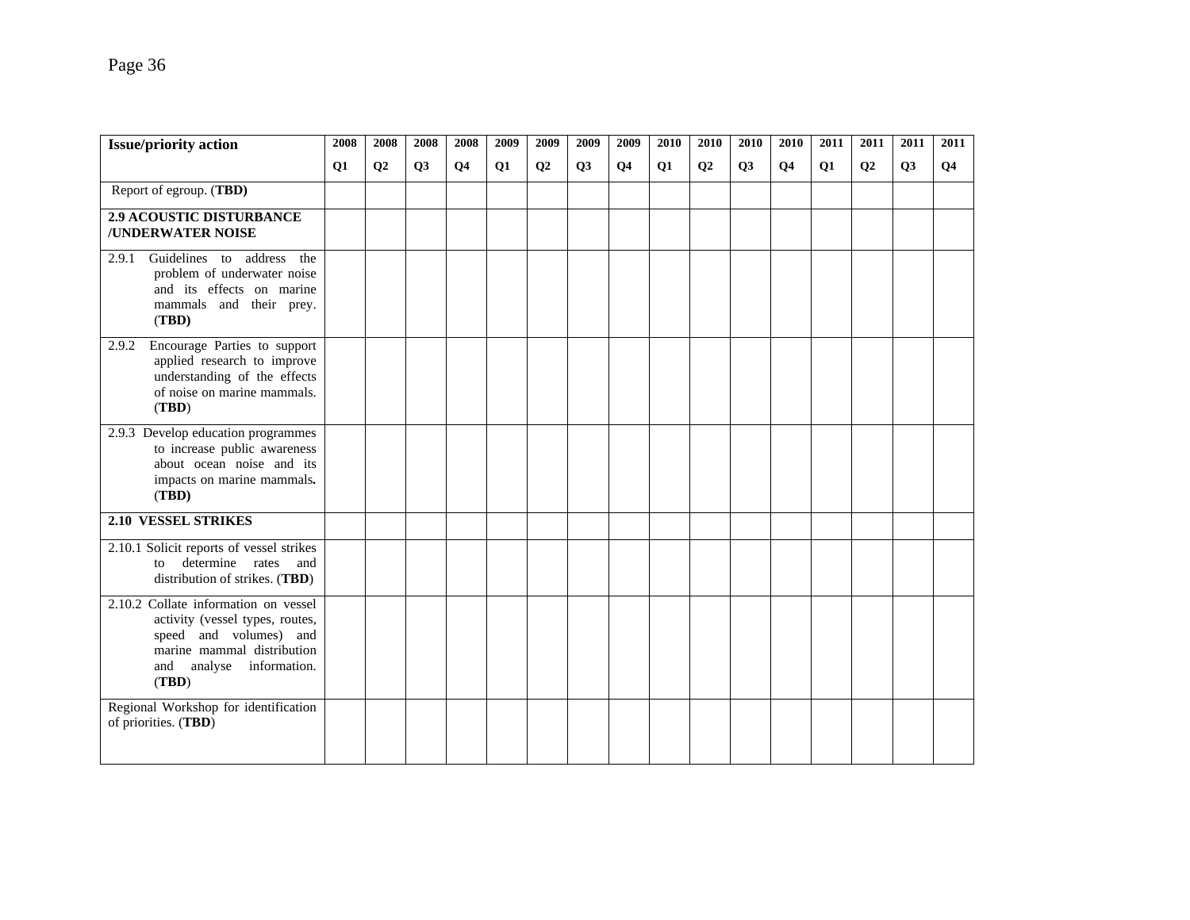| Issue/priority action | 2008 Q1 | 2008 Q2 | 2008 Q3 | 2008 Q4 | 2009 Q1 | 2009 Q2 | 2009 Q3 | 2009 Q4 | 2010 Q1 | 2010 Q2 | 2010 Q3 | 2010 Q4 | 2011 Q1 | 2011 Q2 | 2011 Q3 | 2011 Q4 |
|---|---|---|---|---|---|---|---|---|---|---|---|---|---|---|---|---|
| Report of egroup. (**TBD)** | | | | | | | | | | | | | | | | |
| **2.9 ACOUSTIC DISTURBANCE /UNDERWATER NOISE** | | | | | | | | | | | | | | | | |
| 2.9.1 Guidelines to address the problem of underwater noise and its effects on marine mammals and their prey. (**TBD)** | | | | | | | | | | | | | | | | |
| 2.9.2 Encourage Parties to support applied research to improve understanding of the effects of noise on marine mammals. (**TBD**) | | | | | | | | | | | | | | | | |
| 2.9.3 Develop education programmes to increase public awareness about ocean noise and its impacts on marine mammals**.** (**TBD)** | | | | | | | | | | | | | | | | |
| **2.10 VESSEL STRIKES** | | | | | | | | | | | | | | | | |
| 2.10.1 Solicit reports of vessel strikes to determine rates and distribution of strikes. (**TBD**) | | | | | | | | | | | | | | | | |
| 2.10.2 Collate information on vessel activity (vessel types, routes, speed and volumes) and marine mammal distribution and analyse information. (**TBD**) | | | | | | | | | | | | | | | | |
| Regional Workshop for identification of priorities. (**TBD**) | | | | | | | | | | | | | | | | |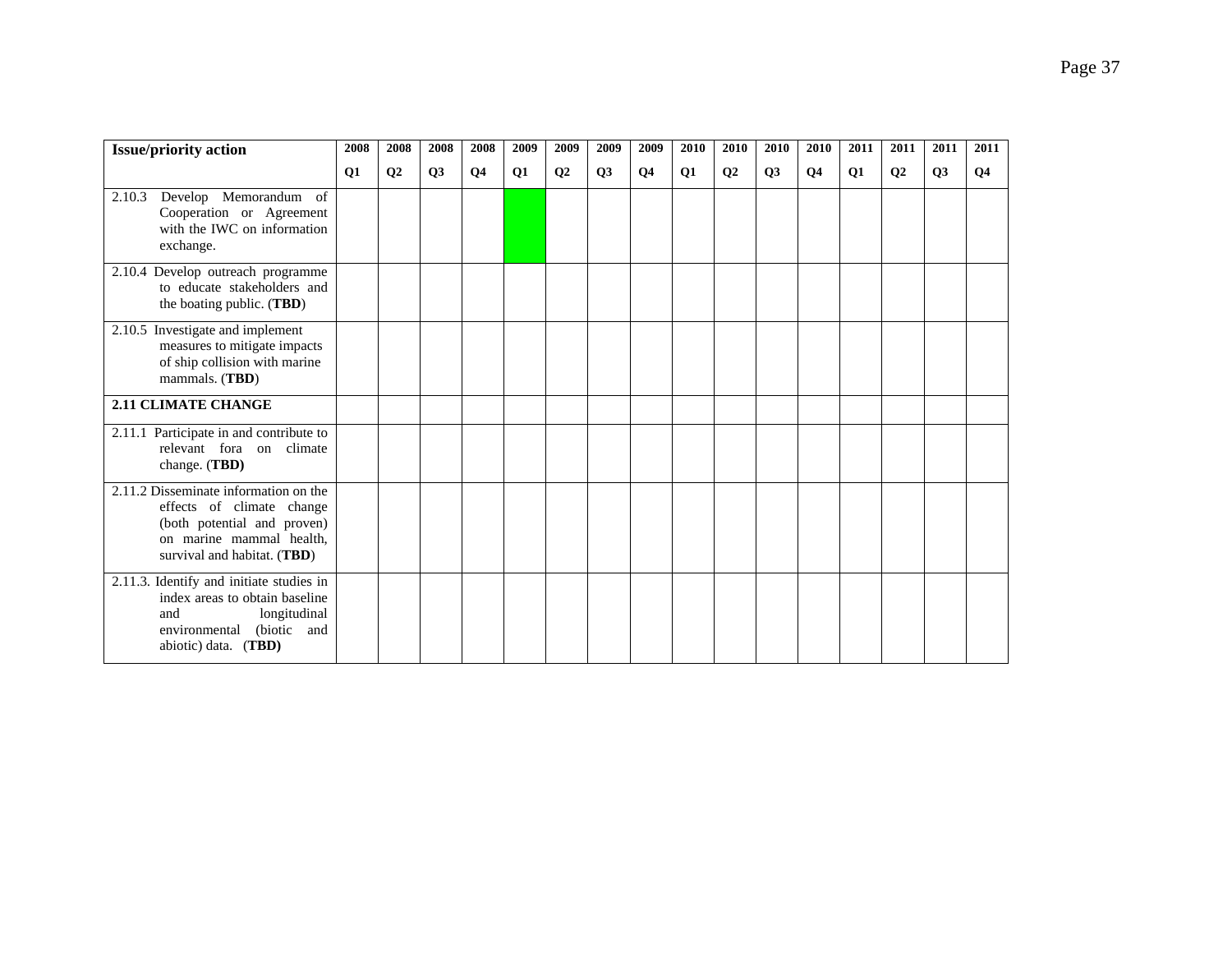| Issue/priority action | 2008 Q1 | 2008 Q2 | 2008 Q3 | 2008 Q4 | 2009 Q1 | 2009 Q2 | 2009 Q3 | 2009 Q4 | 2010 Q1 | 2010 Q2 | 2010 Q3 | 2010 Q4 | 2011 Q1 | 2011 Q2 | 2011 Q3 | 2011 Q4 |
|---|---|---|---|---|---|---|---|---|---|---|---|---|---|---|---|---|
| 2.10.3 Develop Memorandum of Cooperation or Agreement with the IWC on information exchange. | | | | | | | | | | | | | | | | |
| 2.10.4 Develop outreach programme to educate stakeholders and the boating public. (**TBD**) | | | | | | | | | | | | | | | | |
| 2.10.5 Investigate and implement measures to mitigate impacts of ship collision with marine mammals. (**TBD**) | | | | | | | | | | | | | | | | |
| **2.11 CLIMATE CHANGE** | | | | | | | | | | | | | | | | |
| 2.11.1 Participate in and contribute to relevant fora on climate change. (**TBD)** | | | | | | | | | | | | | | | | |
| 2.11.2 Disseminate information on the effects of climate change (both potential and proven) on marine mammal health, survival and habitat. (**TBD**) | | | | | | | | | | | | | | | | |
| 2.11.3. Identify and initiate studies in index areas to obtain baseline and longitudinal environmental (biotic and abiotic) data. (**TBD)** | | | | | | | | | | | | | | | | |